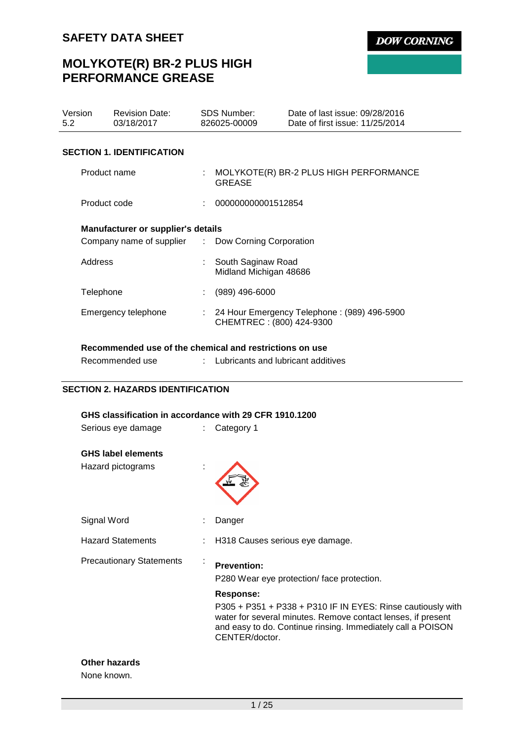# SAFETY DATA SHEET

**DOW CORNING**

## MOLYKOTE(R) BR-2 PLUS HIGH PERFORMANCE GREASE

| Version | Revision Date: | SDS Number: | Date of last issue: 09/28/2016 |
|---|---|---|---|
| 5.2 | 03/18/2017 | 826025-00009 | Date of first issue: 11/25/2014 |

### SECTION 1. IDENTIFICATION

Product name : MOLYKOTE(R) BR-2 PLUS HIGH PERFORMANCE GREASE

Product code : 000000000001512854

**Manufacturer or supplier's details**

Company name of supplier : Dow Corning Corporation

Address : South Saginaw Road
Midland Michigan 48686

Telephone : (989) 496-6000

Emergency telephone : 24 Hour Emergency Telephone : (989) 496-5900
CHEMTREC : (800) 424-9300

**Recommended use of the chemical and restrictions on use**

Recommended use : Lubricants and lubricant additives

### SECTION 2. HAZARDS IDENTIFICATION

**GHS classification in accordance with 29 CFR 1910.1200**

Serious eye damage : Category 1

**GHS label elements**

Hazard pictograms :

Signal Word : Danger

Hazard Statements : H318 Causes serious eye damage.

Precautionary Statements :

**Prevention:**

P280 Wear eye protection/ face protection.

**Response:**

P305 + P351 + P338 + P310 IF IN EYES: Rinse cautiously with water for several minutes. Remove contact lenses, if present and easy to do. Continue rinsing. Immediately call a POISON CENTER/doctor.

**Other hazards**

None known.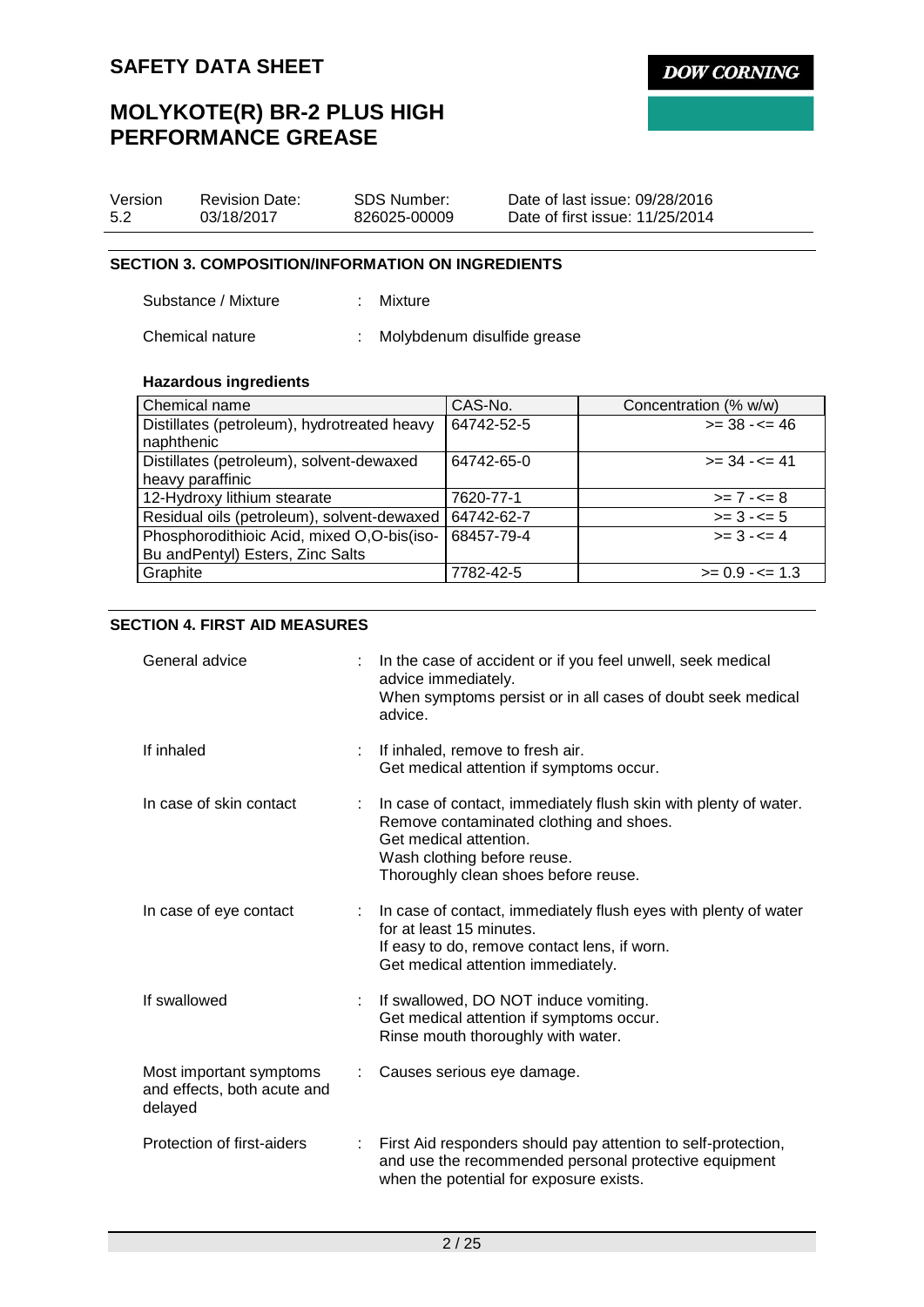## SECTION 3. COMPOSITION/INFORMATION ON INGREDIENTS

Substance / Mixture : Mixture

Chemical nature : Molybdenum disulfide grease

**Hazardous ingredients**

| Chemical name | CAS-No. | Concentration (% w/w) |
|---|---|---|
| Distillates (petroleum), hydrotreated heavy naphthenic | 64742-52-5 | >= 38 - <= 46 |
| Distillates (petroleum), solvent-dewaxed heavy paraffinic | 64742-65-0 | >= 34 - <= 41 |
| 12-Hydroxy lithium stearate | 7620-77-1 | >= 7 - <= 8 |
| Residual oils (petroleum), solvent-dewaxed | 64742-62-7 | >= 3 - <= 5 |
| Phosphorodithioic Acid, mixed O,O-bis(iso-Bu andPentyl) Esters, Zinc Salts | 68457-79-4 | >= 3 - <= 4 |
| Graphite | 7782-42-5 | >= 0.9 - <= 1.3 |

## SECTION 4. FIRST AID MEASURES

General advice : In the case of accident or if you feel unwell, seek medical advice immediately.
When symptoms persist or in all cases of doubt seek medical advice.

If inhaled : If inhaled, remove to fresh air.
Get medical attention if symptoms occur.

In case of skin contact : In case of contact, immediately flush skin with plenty of water.
Remove contaminated clothing and shoes.
Get medical attention.
Wash clothing before reuse.
Thoroughly clean shoes before reuse.

In case of eye contact : In case of contact, immediately flush eyes with plenty of water for at least 15 minutes.
If easy to do, remove contact lens, if worn.
Get medical attention immediately.

If swallowed : If swallowed, DO NOT induce vomiting.
Get medical attention if symptoms occur.
Rinse mouth thoroughly with water.

Most important symptoms and effects, both acute and delayed : Causes serious eye damage.

Protection of first-aiders : First Aid responders should pay attention to self-protection, and use the recommended personal protective equipment when the potential for exposure exists.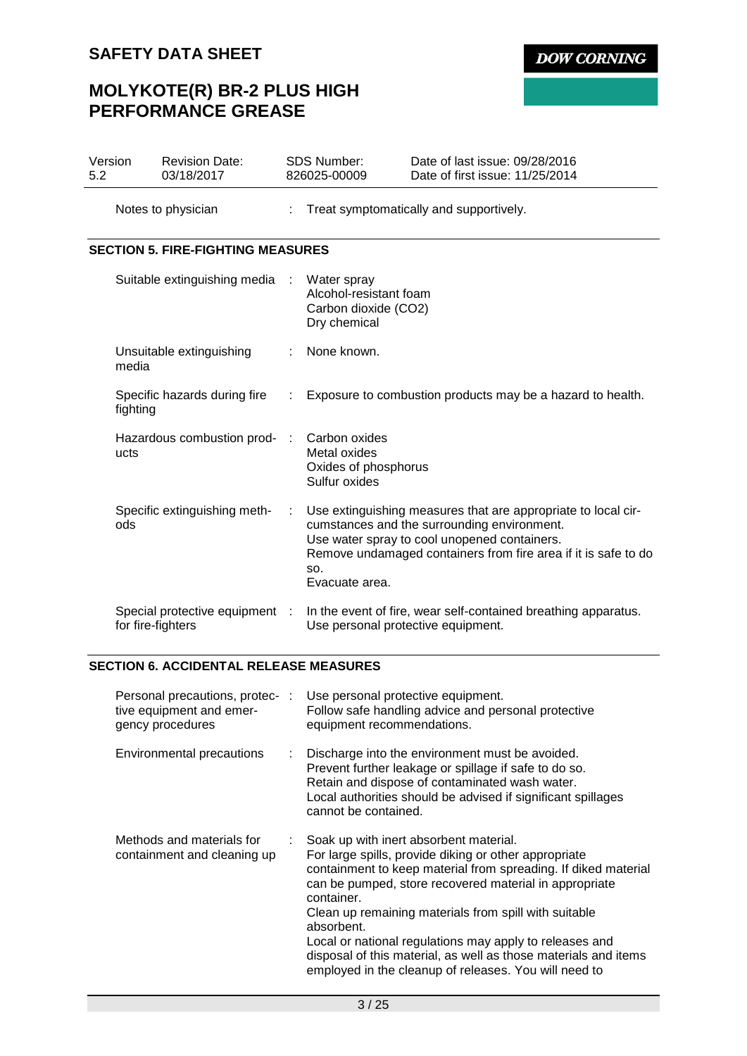Notes to physician : Treat symptomatically and supportively.

## SECTION 5. FIRE-FIGHTING MEASURES

| | |
|---|---|
| Suitable extinguishing media | Water spray<br>Alcohol-resistant foam<br>Carbon dioxide ($CO_2$)<br>Dry chemical |
| Unsuitable extinguishing media | None known. |
| Specific hazards during fire fighting | Exposure to combustion products may be a hazard to health. |
| Hazardous combustion products | Carbon oxides<br>Metal oxides<br>Oxides of phosphorus<br>Sulfur oxides |
| Specific extinguishing methods | Use extinguishing measures that are appropriate to local circumstances and the surrounding environment.<br>Use water spray to cool unopened containers.<br>Remove undamaged containers from fire area if it is safe to do so.<br>Evacuate area. |
| Special protective equipment for fire-fighters | In the event of fire, wear self-contained breathing apparatus.<br>Use personal protective equipment. |

## SECTION 6. ACCIDENTAL RELEASE MEASURES

| | |
|---|---|
| Personal precautions, protective equipment and emergency procedures | Use personal protective equipment.<br>Follow safe handling advice and personal protective equipment recommendations. |
| Environmental precautions | Discharge into the environment must be avoided.<br>Prevent further leakage or spillage if safe to do so.<br>Retain and dispose of contaminated wash water.<br>Local authorities should be advised if significant spillages cannot be contained. |
| Methods and materials for containment and cleaning up | Soak up with inert absorbent material.<br>For large spills, provide diking or other appropriate containment to keep material from spreading. If diked material can be pumped, store recovered material in appropriate container.<br>Clean up remaining materials from spill with suitable absorbent.<br>Local or national regulations may apply to releases and disposal of this material, as well as those materials and items employed in the cleanup of releases. You will need to |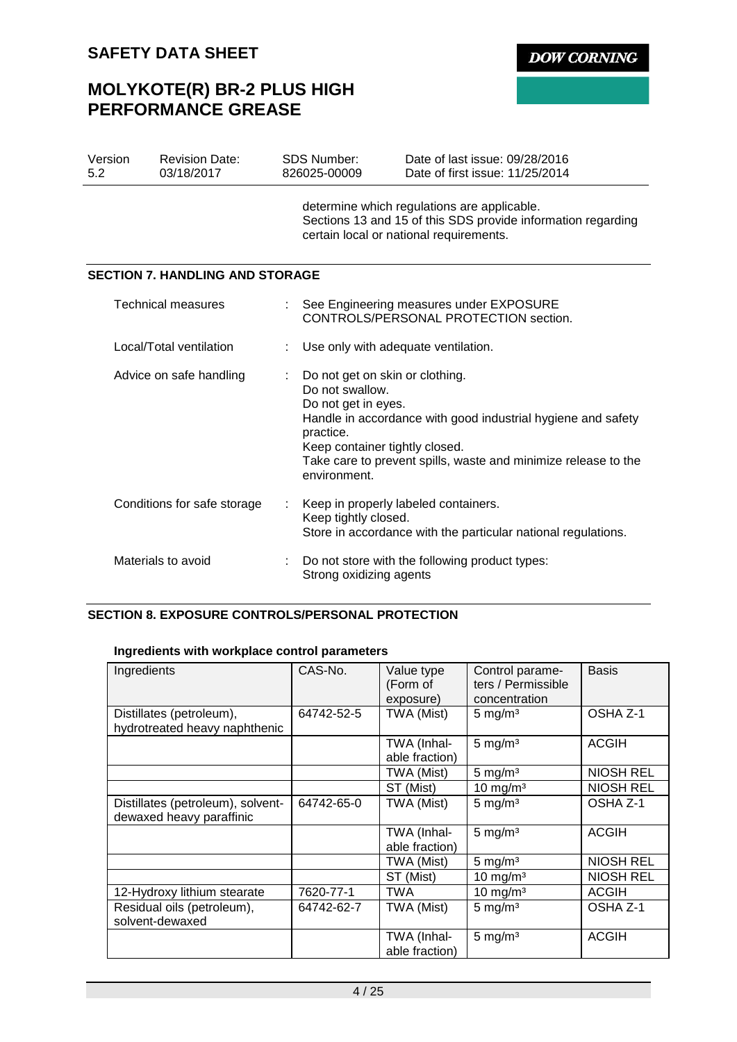determine which regulations are applicable.
Sections 13 and 15 of this SDS provide information regarding certain local or national requirements.

## SECTION 7. HANDLING AND STORAGE

| | | |
|---|---|---|
| Technical measures | : | See Engineering measures under EXPOSURE CONTROLS/PERSONAL PROTECTION section. |
| Local/Total ventilation | : | Use only with adequate ventilation. |
| Advice on safe handling | : | Do not get on skin or clothing.<br>Do not swallow.<br>Do not get in eyes.<br>Handle in accordance with good industrial hygiene and safety practice.<br>Keep container tightly closed.<br>Take care to prevent spills, waste and minimize release to the environment. |
| Conditions for safe storage | : | Keep in properly labeled containers.<br>Keep tightly closed.<br>Store in accordance with the particular national regulations. |
| Materials to avoid | : | Do not store with the following product types:<br>Strong oxidizing agents |

## SECTION 8. EXPOSURE CONTROLS/PERSONAL PROTECTION

### Ingredients with workplace control parameters

| Ingredients | CAS-No. | Value type (Form of exposure) | Control parameters / Permissible concentration | Basis |
|---|---|---|---|---|
| Distillates (petroleum), hydrotreated heavy naphthenic | 64742-52-5 | TWA (Mist) | 5 mg/m³ | OSHA Z-1 |
| | | TWA (Inhalable fraction) | 5 mg/m³ | ACGIH |
| | | TWA (Mist) | 5 mg/m³ | NIOSH REL |
| | | ST (Mist) | 10 mg/m³ | NIOSH REL |
| Distillates (petroleum), solvent-dewaxed heavy paraffinic | 64742-65-0 | TWA (Mist) | 5 mg/m³ | OSHA Z-1 |
| | | TWA (Inhalable fraction) | 5 mg/m³ | ACGIH |
| | | TWA (Mist) | 5 mg/m³ | NIOSH REL |
| | | ST (Mist) | 10 mg/m³ | NIOSH REL |
| 12-Hydroxy lithium stearate | 7620-77-1 | TWA | 10 mg/m³ | ACGIH |
| Residual oils (petroleum), solvent-dewaxed | 64742-62-7 | TWA (Mist) | 5 mg/m³ | OSHA Z-1 |
| | | TWA (Inhalable fraction) | 5 mg/m³ | ACGIH |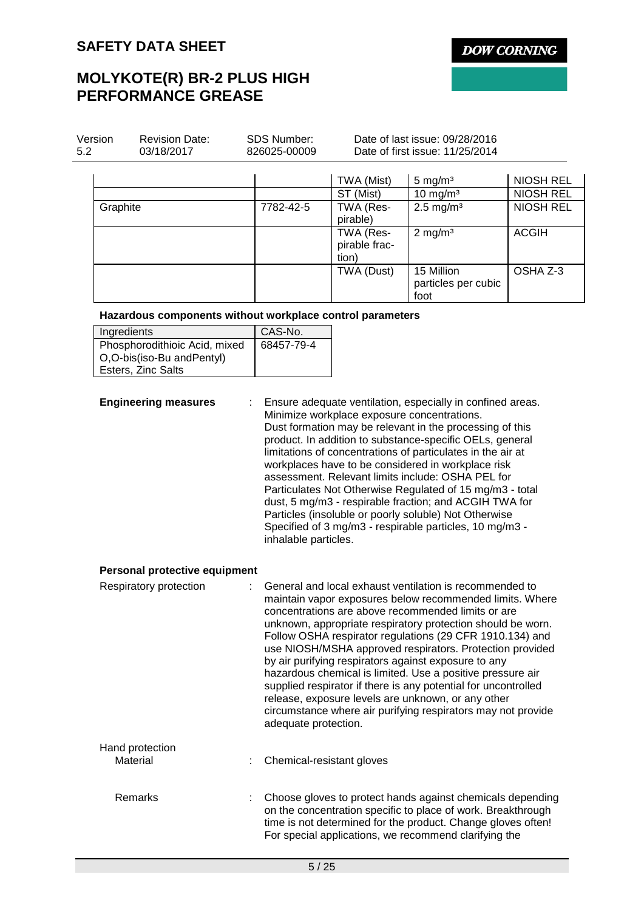| | | | | |
|---|---|---|---|---|
| | | TWA (Mist) | 5 mg/m³ | NIOSH REL |
| | | ST (Mist) | 10 mg/m³ | NIOSH REL |
| Graphite | 7782-42-5 | TWA (Respirable) | 2.5 mg/m³ | NIOSH REL |
| | | TWA (Respirable fraction) | 2 mg/m³ | ACGIH |
| | | TWA (Dust) | 15 Million particles per cubic foot | OSHA Z-3 |

**Hazardous components without workplace control parameters**

| Ingredients | CAS-No. |
|---|---|
| Phosphorodithioic Acid, mixed O,O-bis(iso-Bu andPentyl) Esters, Zinc Salts | 68457-79-4 |

**Engineering measures** : Ensure adequate ventilation, especially in confined areas. Minimize workplace exposure concentrations. Dust formation may be relevant in the processing of this product. In addition to substance-specific OELs, general limitations of concentrations of particulates in the air at workplaces have to be considered in workplace risk assessment. Relevant limits include: OSHA PEL for Particulates Not Otherwise Regulated of 15 mg/m3 - total dust, 5 mg/m3 - respirable fraction; and ACGIH TWA for Particles (insoluble or poorly soluble) Not Otherwise Specified of 3 mg/m3 - respirable particles, 10 mg/m3 - inhalable particles.

**Personal protective equipment**

Respiratory protection : General and local exhaust ventilation is recommended to maintain vapor exposures below recommended limits. Where concentrations are above recommended limits or are unknown, appropriate respiratory protection should be worn. Follow OSHA respirator regulations (29 CFR 1910.134) and use NIOSH/MSHA approved respirators. Protection provided by air purifying respirators against exposure to any hazardous chemical is limited. Use a positive pressure air supplied respirator if there is any potential for uncontrolled release, exposure levels are unknown, or any other circumstance where air purifying respirators may not provide adequate protection.

Hand protection

Material : Chemical-resistant gloves

Remarks : Choose gloves to protect hands against chemicals depending on the concentration specific to place of work. Breakthrough time is not determined for the product. Change gloves often! For special applications, we recommend clarifying the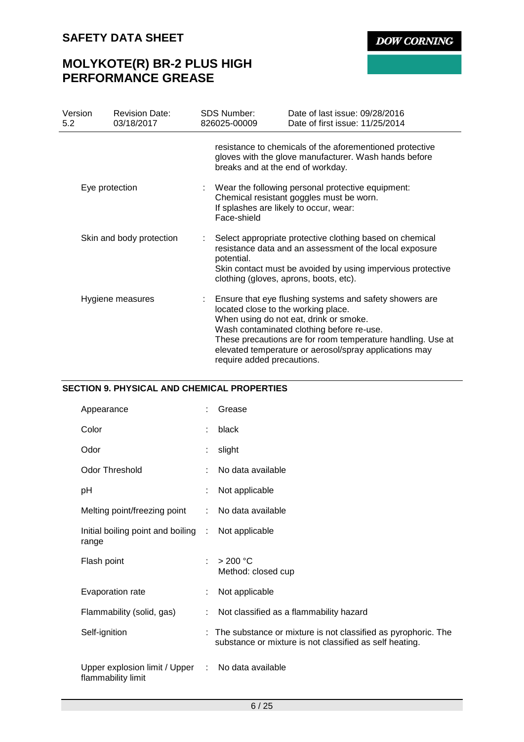resistance to chemicals of the aforementioned protective gloves with the glove manufacturer. Wash hands before breaks and at the end of workday.

| | | |
|---|---|---|
| Eye protection | : | Wear the following personal protective equipment:<br>Chemical resistant goggles must be worn.<br>If splashes are likely to occur, wear:<br>Face-shield |
| Skin and body protection | : | Select appropriate protective clothing based on chemical resistance data and an assessment of the local exposure potential.<br>Skin contact must be avoided by using impervious protective clothing (gloves, aprons, boots, etc). |
| Hygiene measures | : | Ensure that eye flushing systems and safety showers are located close to the working place.<br>When using do not eat, drink or smoke.<br>Wash contaminated clothing before re-use.<br>These precautions are for room temperature handling. Use at elevated temperature or aerosol/spray applications may require added precautions. |

## SECTION 9. PHYSICAL AND CHEMICAL PROPERTIES

| | | |
|---|---|---|
| Appearance | : | Grease |
| Color | : | black |
| Odor | : | slight |
| Odor Threshold | : | No data available |
| pH | : | Not applicable |
| Melting point/freezing point | : | No data available |
| Initial boiling point and boiling range | : | Not applicable |
| Flash point | : | > 200 °C<br>Method: closed cup |
| Evaporation rate | : | Not applicable |
| Flammability (solid, gas) | : | Not classified as a flammability hazard |
| Self-ignition | : | The substance or mixture is not classified as pyrophoric. The substance or mixture is not classified as self heating. |
| Upper explosion limit / Upper flammability limit | : | No data available |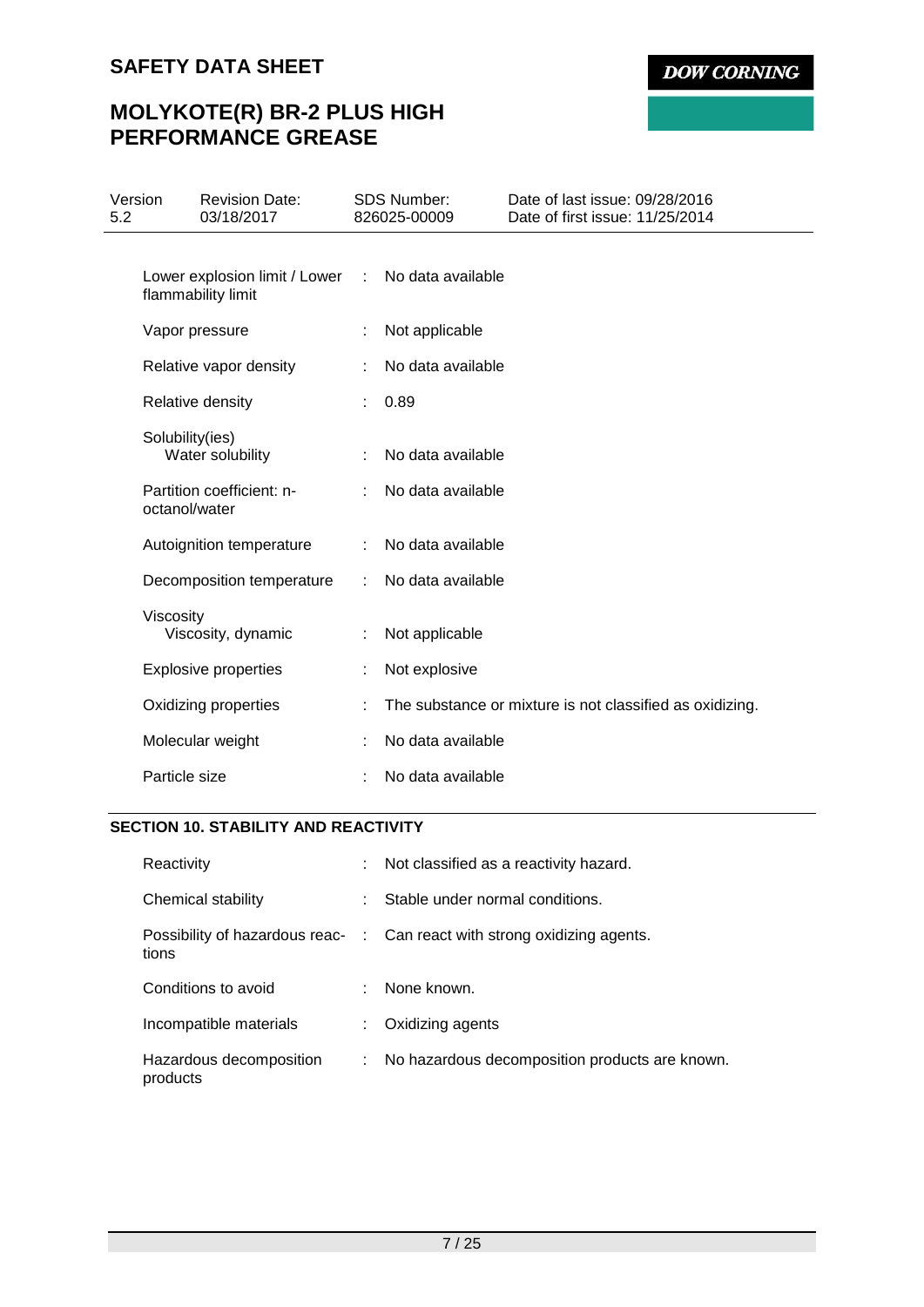| | | |
|---|---|---|
| Lower explosion limit / Lower flammability limit | : | No data available |
| Vapor pressure | : | Not applicable |
| Relative vapor density | : | No data available |
| Relative density | : | 0.89 |
| Solubility(ies) Water solubility | : | No data available |
| Partition coefficient: n-octanol/water | : | No data available |
| Autoignition temperature | : | No data available |
| Decomposition temperature | : | No data available |
| Viscosity Viscosity, dynamic | : | Not applicable |
| Explosive properties | : | Not explosive |
| Oxidizing properties | : | The substance or mixture is not classified as oxidizing. |
| Molecular weight | : | No data available |
| Particle size | : | No data available |

## SECTION 10. STABILITY AND REACTIVITY

| | | |
|---|---|---|
| Reactivity | : | Not classified as a reactivity hazard. |
| Chemical stability | : | Stable under normal conditions. |
| Possibility of hazardous reactions | : | Can react with strong oxidizing agents. |
| Conditions to avoid | : | None known. |
| Incompatible materials | : | Oxidizing agents |
| Hazardous decomposition products | : | No hazardous decomposition products are known. |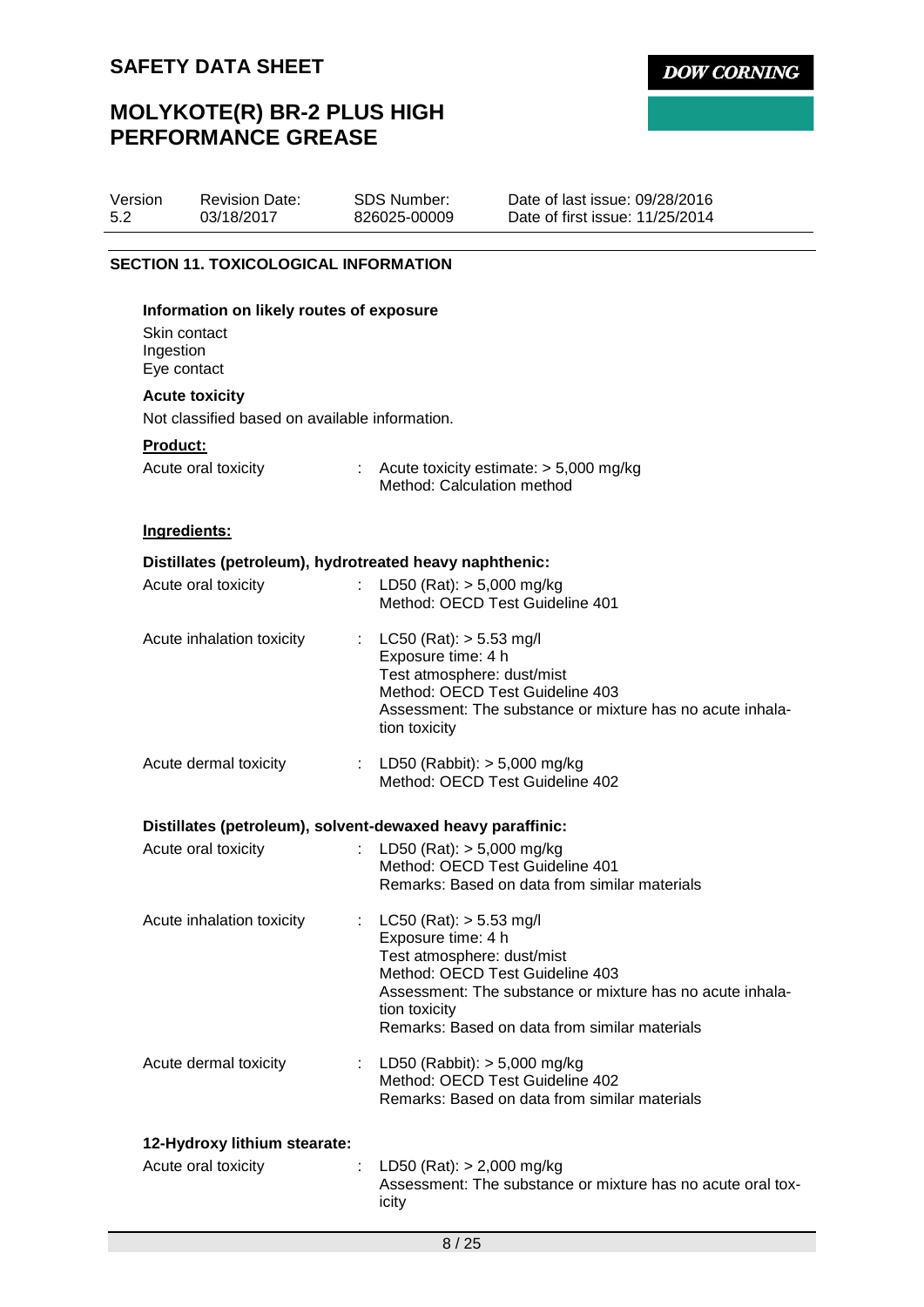## SECTION 11. TOXICOLOGICAL INFORMATION

**Information on likely routes of exposure**

Skin contact
Ingestion
Eye contact

**Acute toxicity**

Not classified based on available information.

**Product:**

| | | |
|---|---|---|
| Acute oral toxicity | : | Acute toxicity estimate: > 5,000 mg/kg<br>Method: Calculation method |

**Ingredients:**

**Distillates (petroleum), hydrotreated heavy naphthenic:**

| | | |
|---|---|---|
| Acute oral toxicity | : | LD50 (Rat): > 5,000 mg/kg<br>Method: OECD Test Guideline 401 |
| Acute inhalation toxicity | : | LC50 (Rat): > 5.53 mg/l<br>Exposure time: 4 h<br>Test atmosphere: dust/mist<br>Method: OECD Test Guideline 403<br>Assessment: The substance or mixture has no acute inhalation toxicity |
| Acute dermal toxicity | : | LD50 (Rabbit): > 5,000 mg/kg<br>Method: OECD Test Guideline 402 |

**Distillates (petroleum), solvent-dewaxed heavy paraffinic:**

| | | |
|---|---|---|
| Acute oral toxicity | : | LD50 (Rat): > 5,000 mg/kg<br>Method: OECD Test Guideline 401<br>Remarks: Based on data from similar materials |
| Acute inhalation toxicity | : | LC50 (Rat): > 5.53 mg/l<br>Exposure time: 4 h<br>Test atmosphere: dust/mist<br>Method: OECD Test Guideline 403<br>Assessment: The substance or mixture has no acute inhalation toxicity<br>Remarks: Based on data from similar materials |
| Acute dermal toxicity | : | LD50 (Rabbit): > 5,000 mg/kg<br>Method: OECD Test Guideline 402<br>Remarks: Based on data from similar materials |

**12-Hydroxy lithium stearate:**

| | | |
|---|---|---|
| Acute oral toxicity | : | LD50 (Rat): > 2,000 mg/kg<br>Assessment: The substance or mixture has no acute oral toxicity |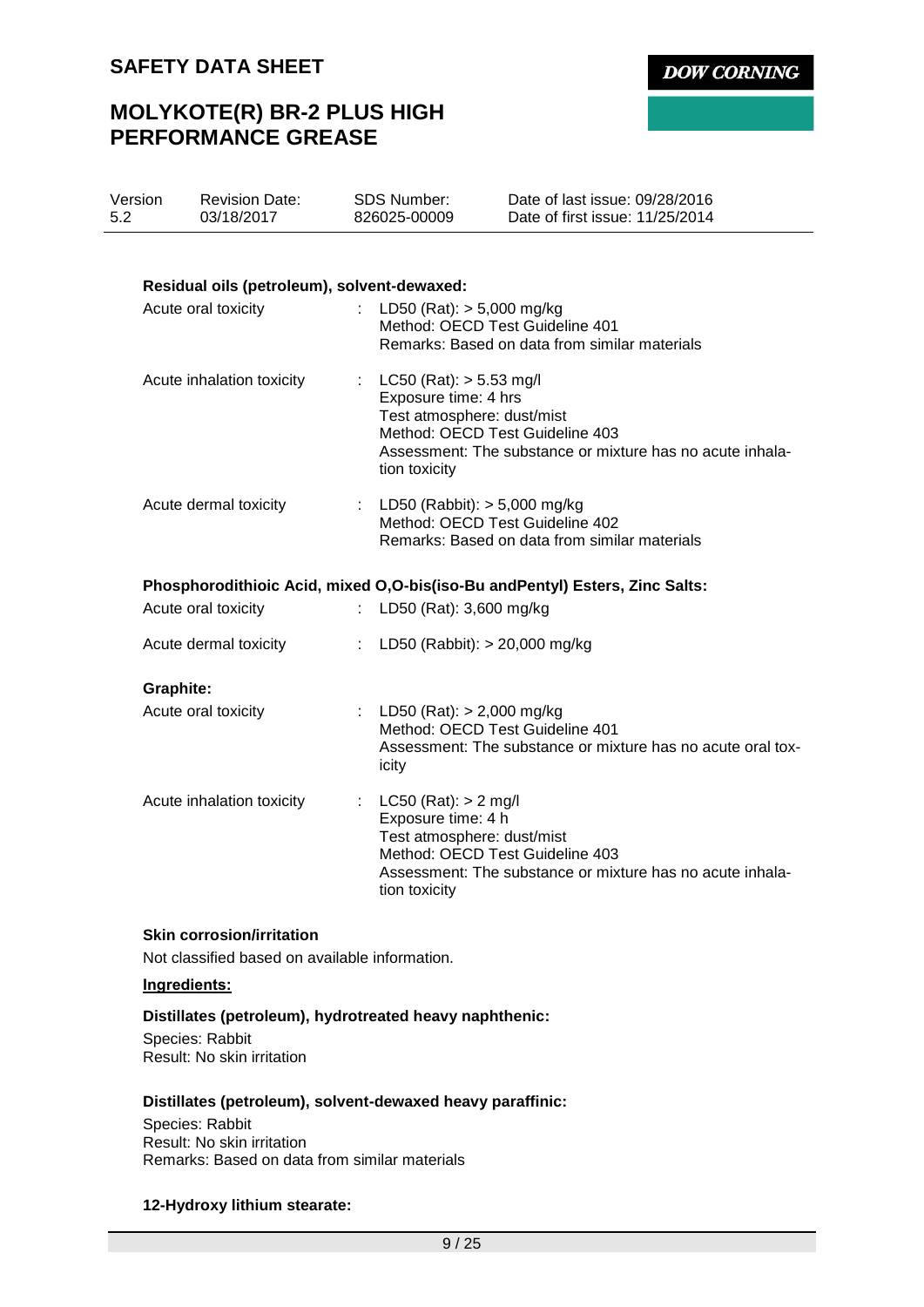**Residual oils (petroleum), solvent-dewaxed:**

Acute oral toxicity : LD50 (Rat): > 5,000 mg/kg
Method: OECD Test Guideline 401
Remarks: Based on data from similar materials

Acute inhalation toxicity : LC50 (Rat): > 5.53 mg/l
Exposure time: 4 hrs
Test atmosphere: dust/mist
Method: OECD Test Guideline 403
Assessment: The substance or mixture has no acute inhalation toxicity

Acute dermal toxicity : LD50 (Rabbit): > 5,000 mg/kg
Method: OECD Test Guideline 402
Remarks: Based on data from similar materials

**Phosphorodithioic Acid, mixed O,O-bis(iso-Bu andPentyl) Esters, Zinc Salts:**

Acute oral toxicity : LD50 (Rat): 3,600 mg/kg

Acute dermal toxicity : LD50 (Rabbit): > 20,000 mg/kg

**Graphite:**

Acute oral toxicity : LD50 (Rat): > 2,000 mg/kg
Method: OECD Test Guideline 401
Assessment: The substance or mixture has no acute oral toxicity

Acute inhalation toxicity : LC50 (Rat): > 2 mg/l
Exposure time: 4 h
Test atmosphere: dust/mist
Method: OECD Test Guideline 403
Assessment: The substance or mixture has no acute inhalation toxicity

**Skin corrosion/irritation**

Not classified based on available information.

**Ingredients:**

**Distillates (petroleum), hydrotreated heavy naphthenic:**

Species: Rabbit
Result: No skin irritation

**Distillates (petroleum), solvent-dewaxed heavy paraffinic:**

Species: Rabbit
Result: No skin irritation
Remarks: Based on data from similar materials

**12-Hydroxy lithium stearate:**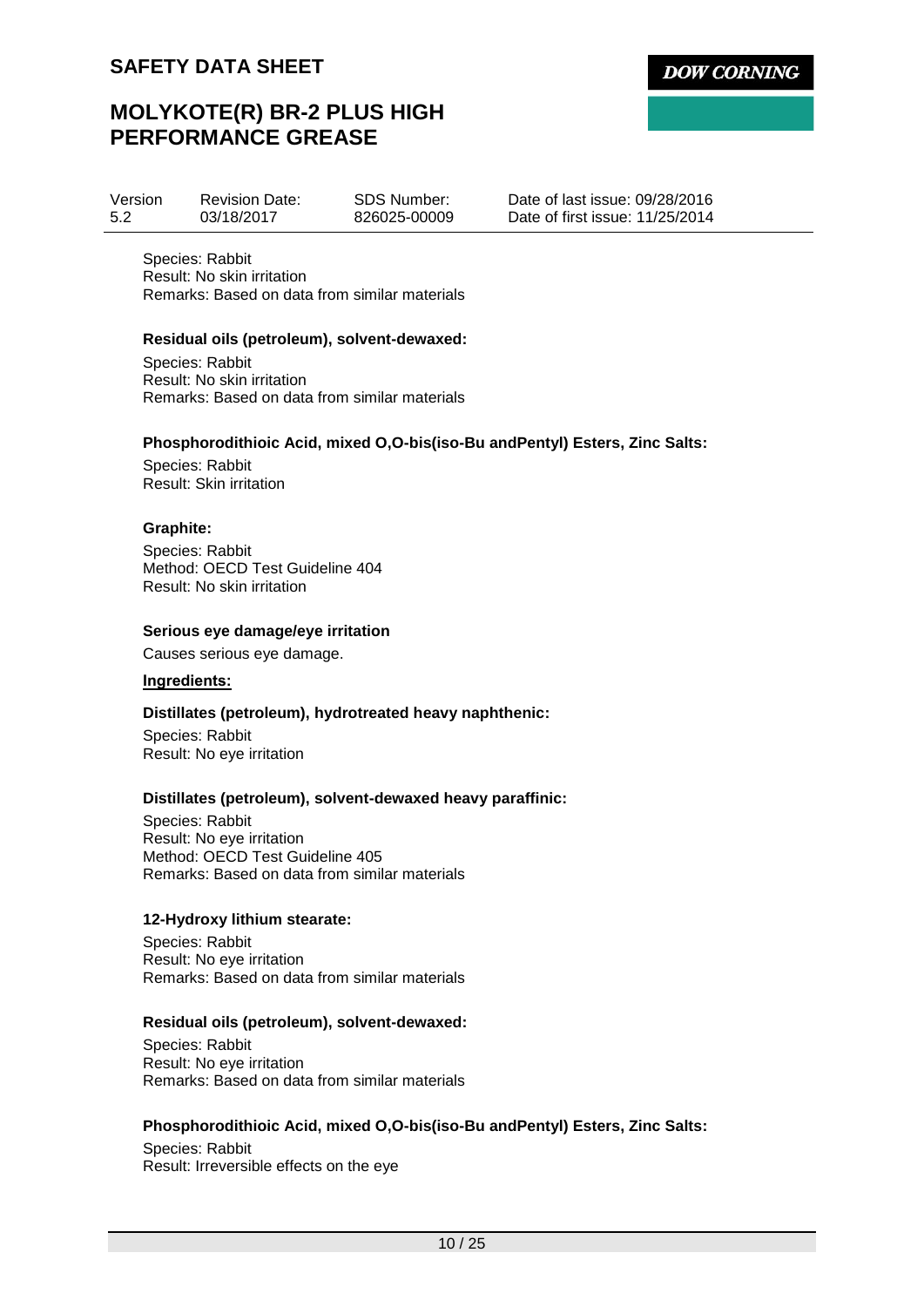Species: Rabbit
Result: No skin irritation
Remarks: Based on data from similar materials

**Residual oils (petroleum), solvent-dewaxed:**

Species: Rabbit
Result: No skin irritation
Remarks: Based on data from similar materials

**Phosphorodithioic Acid, mixed O,O-bis(iso-Bu andPentyl) Esters, Zinc Salts:**

Species: Rabbit
Result: Skin irritation

**Graphite:**

Species: Rabbit
Method: OECD Test Guideline 404
Result: No skin irritation

**Serious eye damage/eye irritation**

Causes serious eye damage.

**Ingredients:**

**Distillates (petroleum), hydrotreated heavy naphthenic:**

Species: Rabbit
Result: No eye irritation

**Distillates (petroleum), solvent-dewaxed heavy paraffinic:**

Species: Rabbit
Result: No eye irritation
Method: OECD Test Guideline 405
Remarks: Based on data from similar materials

**12-Hydroxy lithium stearate:**

Species: Rabbit
Result: No eye irritation
Remarks: Based on data from similar materials

**Residual oils (petroleum), solvent-dewaxed:**

Species: Rabbit
Result: No eye irritation
Remarks: Based on data from similar materials

**Phosphorodithioic Acid, mixed O,O-bis(iso-Bu andPentyl) Esters, Zinc Salts:**

Species: Rabbit
Result: Irreversible effects on the eye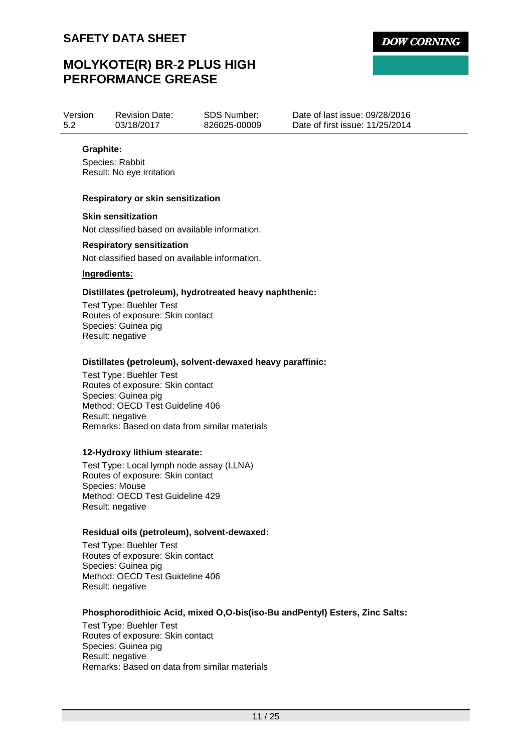**Graphite:**

Species: Rabbit
Result: No eye irritation

**Respiratory or skin sensitization**

**Skin sensitization**

Not classified based on available information.

**Respiratory sensitization**

Not classified based on available information.

**Ingredients:**

**Distillates (petroleum), hydrotreated heavy naphthenic:**

Test Type: Buehler Test
Routes of exposure: Skin contact
Species: Guinea pig
Result: negative

**Distillates (petroleum), solvent-dewaxed heavy paraffinic:**

Test Type: Buehler Test
Routes of exposure: Skin contact
Species: Guinea pig
Method: OECD Test Guideline 406
Result: negative
Remarks: Based on data from similar materials

**12-Hydroxy lithium stearate:**

Test Type: Local lymph node assay (LLNA)
Routes of exposure: Skin contact
Species: Mouse
Method: OECD Test Guideline 429
Result: negative

**Residual oils (petroleum), solvent-dewaxed:**

Test Type: Buehler Test
Routes of exposure: Skin contact
Species: Guinea pig
Method: OECD Test Guideline 406
Result: negative

**Phosphorodithioic Acid, mixed O,O-bis(iso-Bu andPentyl) Esters, Zinc Salts:**

Test Type: Buehler Test
Routes of exposure: Skin contact
Species: Guinea pig
Result: negative
Remarks: Based on data from similar materials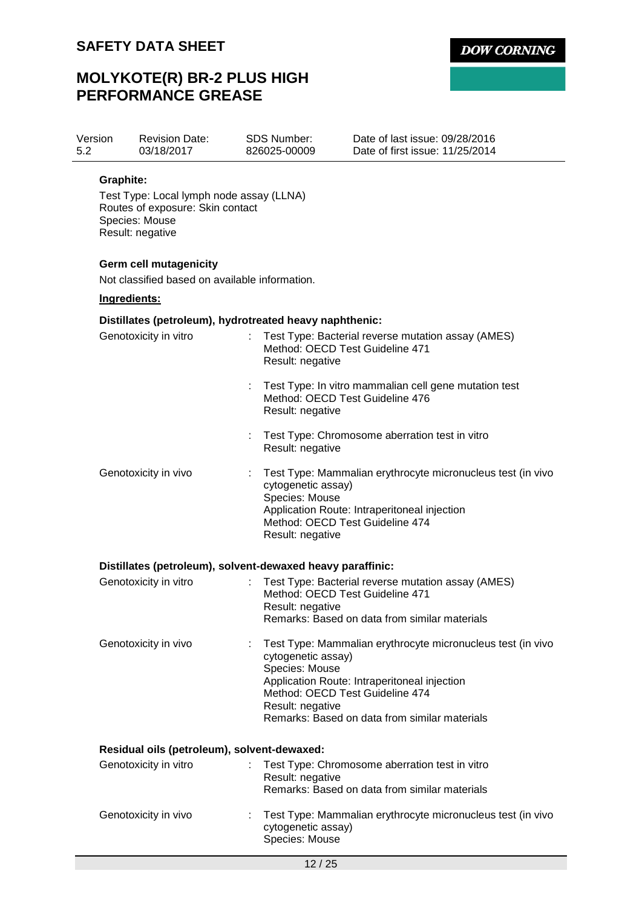**Graphite:**

Test Type: Local lymph node assay (LLNA)
Routes of exposure: Skin contact
Species: Mouse
Result: negative

**Germ cell mutagenicity**

Not classified based on available information.

**Ingredients:**

**Distillates (petroleum), hydrotreated heavy naphthenic:**

| | | |
|---|---|---|
| Genotoxicity in vitro | : | Test Type: Bacterial reverse mutation assay (AMES)<br>Method: OECD Test Guideline 471<br>Result: negative |
| | : | Test Type: In vitro mammalian cell gene mutation test<br>Method: OECD Test Guideline 476<br>Result: negative |
| | : | Test Type: Chromosome aberration test in vitro<br>Result: negative |
| Genotoxicity in vivo | : | Test Type: Mammalian erythrocyte micronucleus test (in vivo cytogenetic assay)<br>Species: Mouse<br>Application Route: Intraperitoneal injection<br>Method: OECD Test Guideline 474<br>Result: negative |

**Distillates (petroleum), solvent-dewaxed heavy paraffinic:**

| | | |
|---|---|---|
| Genotoxicity in vitro | : | Test Type: Bacterial reverse mutation assay (AMES)<br>Method: OECD Test Guideline 471<br>Result: negative<br>Remarks: Based on data from similar materials |
| Genotoxicity in vivo | : | Test Type: Mammalian erythrocyte micronucleus test (in vivo cytogenetic assay)<br>Species: Mouse<br>Application Route: Intraperitoneal injection<br>Method: OECD Test Guideline 474<br>Result: negative<br>Remarks: Based on data from similar materials |

**Residual oils (petroleum), solvent-dewaxed:**

| | | |
|---|---|---|
| Genotoxicity in vitro | : | Test Type: Chromosome aberration test in vitro<br>Result: negative<br>Remarks: Based on data from similar materials |
| Genotoxicity in vivo | : | Test Type: Mammalian erythrocyte micronucleus test (in vivo cytogenetic assay)<br>Species: Mouse |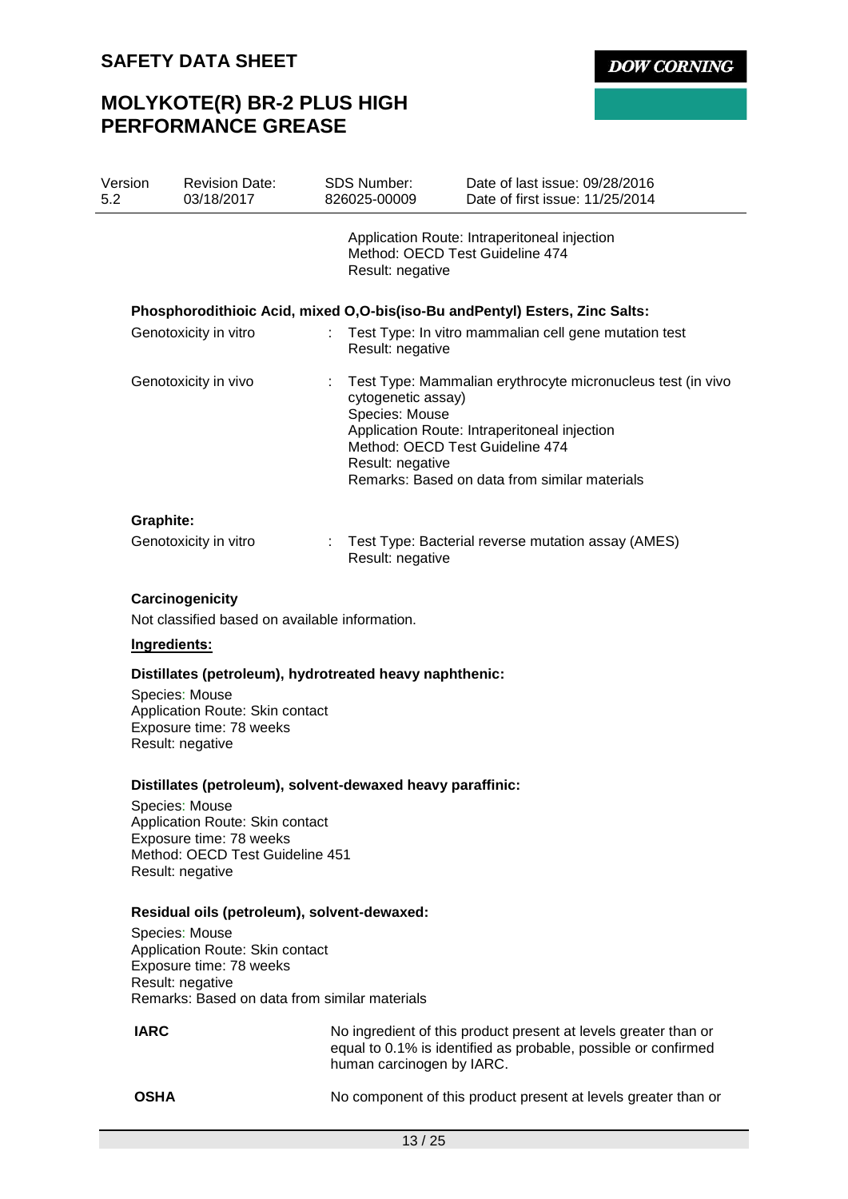Application Route: Intraperitoneal injection
Method: OECD Test Guideline 474
Result: negative

**Phosphorodithioic Acid, mixed O,O-bis(iso-Bu andPentyl) Esters, Zinc Salts:**

| | | |
|---|---|---|
| Genotoxicity in vitro | : | Test Type: In vitro mammalian cell gene mutation test<br>Result: negative |
| Genotoxicity in vivo | : | Test Type: Mammalian erythrocyte micronucleus test (in vivo cytogenetic assay)<br>Species: Mouse<br>Application Route: Intraperitoneal injection<br>Method: OECD Test Guideline 474<br>Result: negative<br>Remarks: Based on data from similar materials |

**Graphite:**

| | | |
|---|---|---|
| Genotoxicity in vitro | : | Test Type: Bacterial reverse mutation assay (AMES)<br>Result: negative |

**Carcinogenicity**

Not classified based on available information.

**Ingredients:**

**Distillates (petroleum), hydrotreated heavy naphthenic:**

Species: Mouse
Application Route: Skin contact
Exposure time: 78 weeks
Result: negative

**Distillates (petroleum), solvent-dewaxed heavy paraffinic:**

Species: Mouse
Application Route: Skin contact
Exposure time: 78 weeks
Method: OECD Test Guideline 451
Result: negative

**Residual oils (petroleum), solvent-dewaxed:**

Species: Mouse
Application Route: Skin contact
Exposure time: 78 weeks
Result: negative
Remarks: Based on data from similar materials

| | |
|---|---|
| **IARC** | No ingredient of this product present at levels greater than or equal to 0.1% is identified as probable, possible or confirmed human carcinogen by IARC. |
| **OSHA** | No component of this product present at levels greater than or |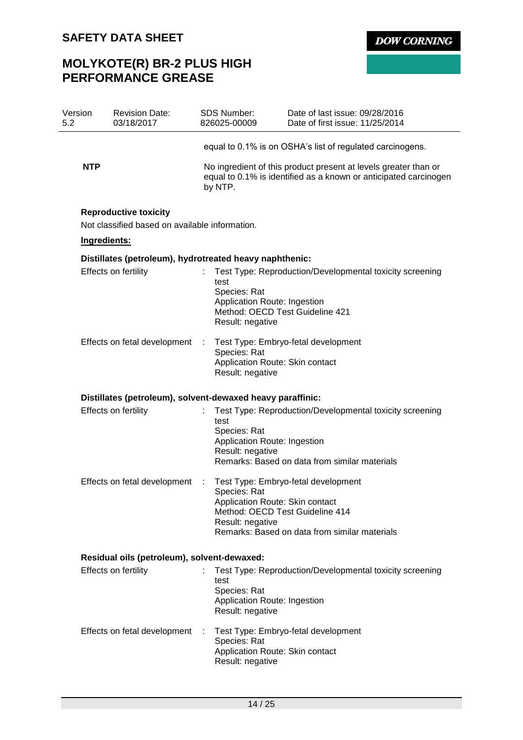equal to 0.1% is on OSHA's list of regulated carcinogens.

**NTP** No ingredient of this product present at levels greater than or equal to 0.1% is identified as a known or anticipated carcinogen by NTP.

**Reproductive toxicity**

Not classified based on available information.

**Ingredients:**

**Distillates (petroleum), hydrotreated heavy naphthenic:**

Effects on fertility : Test Type: Reproduction/Developmental toxicity screening test
Species: Rat
Application Route: Ingestion
Method: OECD Test Guideline 421
Result: negative

Effects on fetal development : Test Type: Embryo-fetal development
Species: Rat
Application Route: Skin contact
Result: negative

**Distillates (petroleum), solvent-dewaxed heavy paraffinic:**

Effects on fertility : Test Type: Reproduction/Developmental toxicity screening test
Species: Rat
Application Route: Ingestion
Result: negative
Remarks: Based on data from similar materials

Effects on fetal development : Test Type: Embryo-fetal development
Species: Rat
Application Route: Skin contact
Method: OECD Test Guideline 414
Result: negative
Remarks: Based on data from similar materials

**Residual oils (petroleum), solvent-dewaxed:**

Effects on fertility : Test Type: Reproduction/Developmental toxicity screening test
Species: Rat
Application Route: Ingestion
Result: negative

Effects on fetal development : Test Type: Embryo-fetal development
Species: Rat
Application Route: Skin contact
Result: negative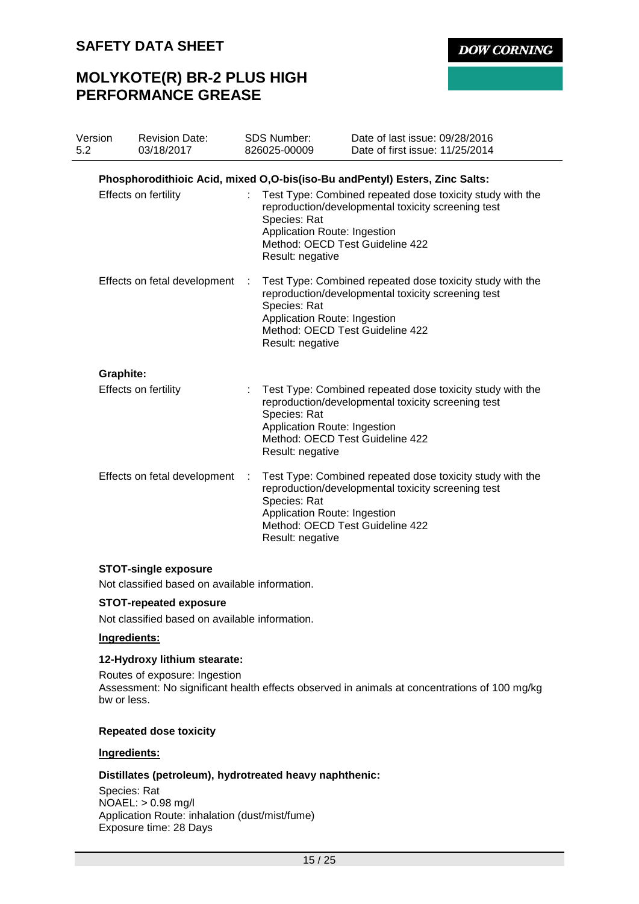**Phosphorodithioic Acid, mixed O,O-bis(iso-Bu andPentyl) Esters, Zinc Salts:**

| | | |
|---|---|---|
| Effects on fertility | : | Test Type: Combined repeated dose toxicity study with the reproduction/developmental toxicity screening test<br>Species: Rat<br>Application Route: Ingestion<br>Method: OECD Test Guideline 422<br>Result: negative |
| Effects on fetal development | : | Test Type: Combined repeated dose toxicity study with the reproduction/developmental toxicity screening test<br>Species: Rat<br>Application Route: Ingestion<br>Method: OECD Test Guideline 422<br>Result: negative |

**Graphite:**

| | | |
|---|---|---|
| Effects on fertility | : | Test Type: Combined repeated dose toxicity study with the reproduction/developmental toxicity screening test<br>Species: Rat<br>Application Route: Ingestion<br>Method: OECD Test Guideline 422<br>Result: negative |
| Effects on fetal development | : | Test Type: Combined repeated dose toxicity study with the reproduction/developmental toxicity screening test<br>Species: Rat<br>Application Route: Ingestion<br>Method: OECD Test Guideline 422<br>Result: negative |

**STOT-single exposure**

Not classified based on available information.

**STOT-repeated exposure**

Not classified based on available information.

**Ingredients:**

**12-Hydroxy lithium stearate:**

Routes of exposure: Ingestion
Assessment: No significant health effects observed in animals at concentrations of 100 mg/kg bw or less.

**Repeated dose toxicity**

**Ingredients:**

**Distillates (petroleum), hydrotreated heavy naphthenic:**

Species: Rat
NOAEL: > 0.98 mg/l
Application Route: inhalation (dust/mist/fume)
Exposure time: 28 Days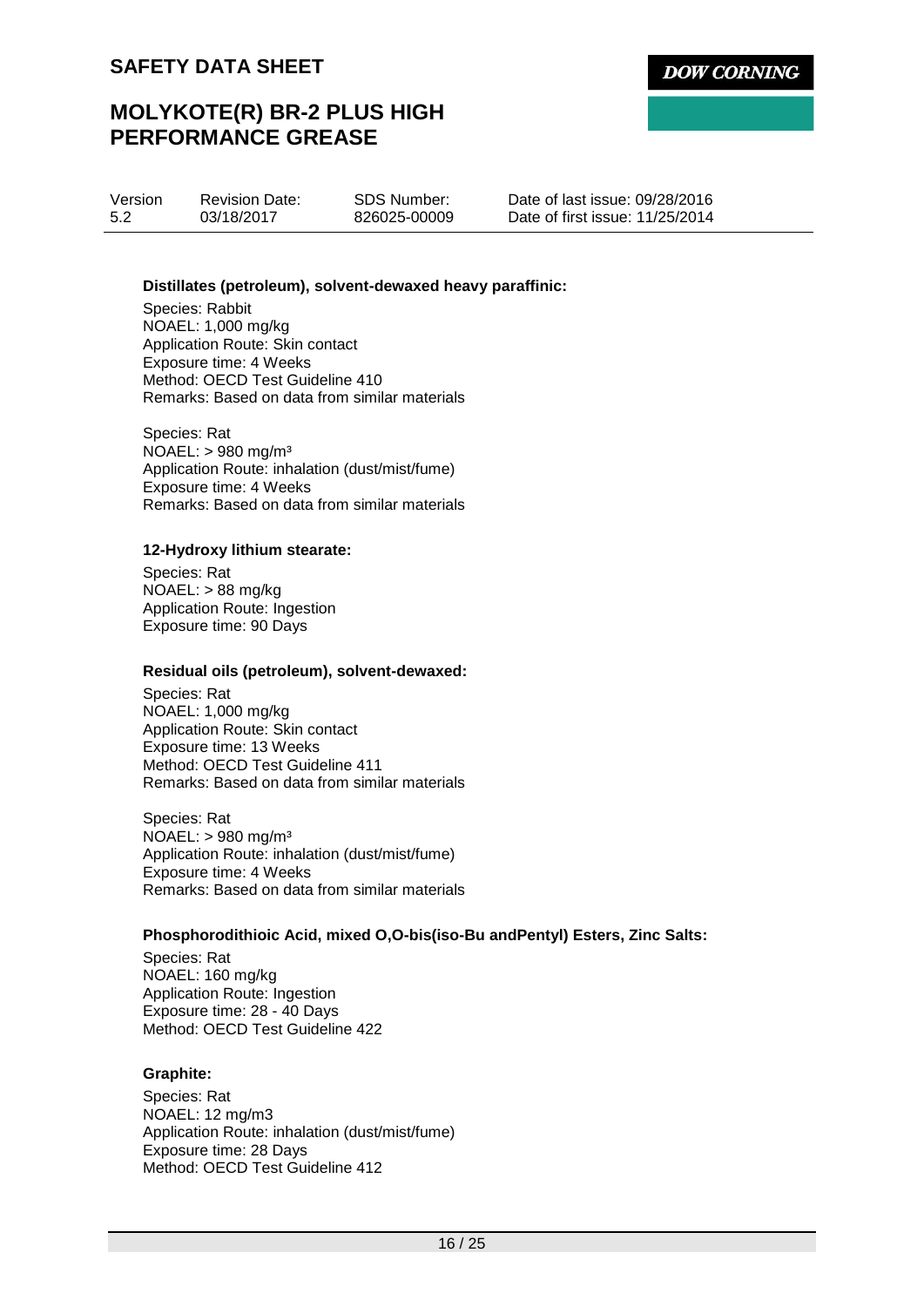**Distillates (petroleum), solvent-dewaxed heavy paraffinic:**

Species: Rabbit
NOAEL: 1,000 mg/kg
Application Route: Skin contact
Exposure time: 4 Weeks
Method: OECD Test Guideline 410
Remarks: Based on data from similar materials

Species: Rat
NOAEL: > 980 mg/m³
Application Route: inhalation (dust/mist/fume)
Exposure time: 4 Weeks
Remarks: Based on data from similar materials

**12-Hydroxy lithium stearate:**

Species: Rat
NOAEL: > 88 mg/kg
Application Route: Ingestion
Exposure time: 90 Days

**Residual oils (petroleum), solvent-dewaxed:**

Species: Rat
NOAEL: 1,000 mg/kg
Application Route: Skin contact
Exposure time: 13 Weeks
Method: OECD Test Guideline 411
Remarks: Based on data from similar materials

Species: Rat
NOAEL: > 980 mg/m³
Application Route: inhalation (dust/mist/fume)
Exposure time: 4 Weeks
Remarks: Based on data from similar materials

**Phosphorodithioic Acid, mixed O,O-bis(iso-Bu andPentyl) Esters, Zinc Salts:**

Species: Rat
NOAEL: 160 mg/kg
Application Route: Ingestion
Exposure time: 28 - 40 Days
Method: OECD Test Guideline 422

**Graphite:**

Species: Rat
NOAEL: 12 mg/m3
Application Route: inhalation (dust/mist/fume)
Exposure time: 28 Days
Method: OECD Test Guideline 412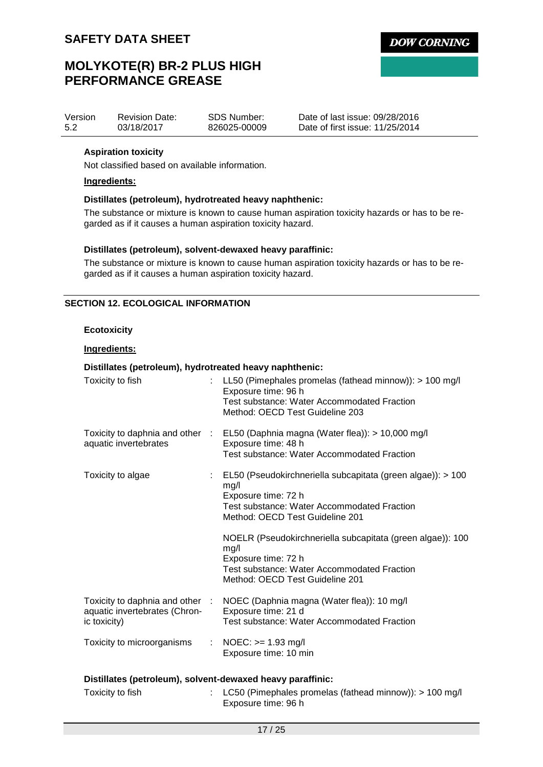**Aspiration toxicity**

Not classified based on available information.

**Ingredients:**

**Distillates (petroleum), hydrotreated heavy naphthenic:**

The substance or mixture is known to cause human aspiration toxicity hazards or has to be regarded as if it causes a human aspiration toxicity hazard.

**Distillates (petroleum), solvent-dewaxed heavy paraffinic:**

The substance or mixture is known to cause human aspiration toxicity hazards or has to be regarded as if it causes a human aspiration toxicity hazard.

## SECTION 12. ECOLOGICAL INFORMATION

**Ecotoxicity**

**Ingredients:**

**Distillates (petroleum), hydrotreated heavy naphthenic:**

| | | |
|---|---|---|
| Toxicity to fish | : | LL50 (Pimephales promelas (fathead minnow)): > 100 mg/l<br>Exposure time: 96 h<br>Test substance: Water Accommodated Fraction<br>Method: OECD Test Guideline 203 |
| Toxicity to daphnia and other aquatic invertebrates | : | EL50 (Daphnia magna (Water flea)): > 10,000 mg/l<br>Exposure time: 48 h<br>Test substance: Water Accommodated Fraction |
| Toxicity to algae | : | EL50 (Pseudokirchneriella subcapitata (green algae)): > 100 mg/l<br>Exposure time: 72 h<br>Test substance: Water Accommodated Fraction<br>Method: OECD Test Guideline 201<br><br>NOELR (Pseudokirchneriella subcapitata (green algae)): 100 mg/l<br>Exposure time: 72 h<br>Test substance: Water Accommodated Fraction<br>Method: OECD Test Guideline 201 |
| Toxicity to daphnia and other aquatic invertebrates (Chronic toxicity) | : | NOEC (Daphnia magna (Water flea)): 10 mg/l<br>Exposure time: 21 d<br>Test substance: Water Accommodated Fraction |
| Toxicity to microorganisms | : | NOEC: >= 1.93 mg/l<br>Exposure time: 10 min |

**Distillates (petroleum), solvent-dewaxed heavy paraffinic:**

| | | |
|---|---|---|
| Toxicity to fish | : | LC50 (Pimephales promelas (fathead minnow)): > 100 mg/l<br>Exposure time: 96 h |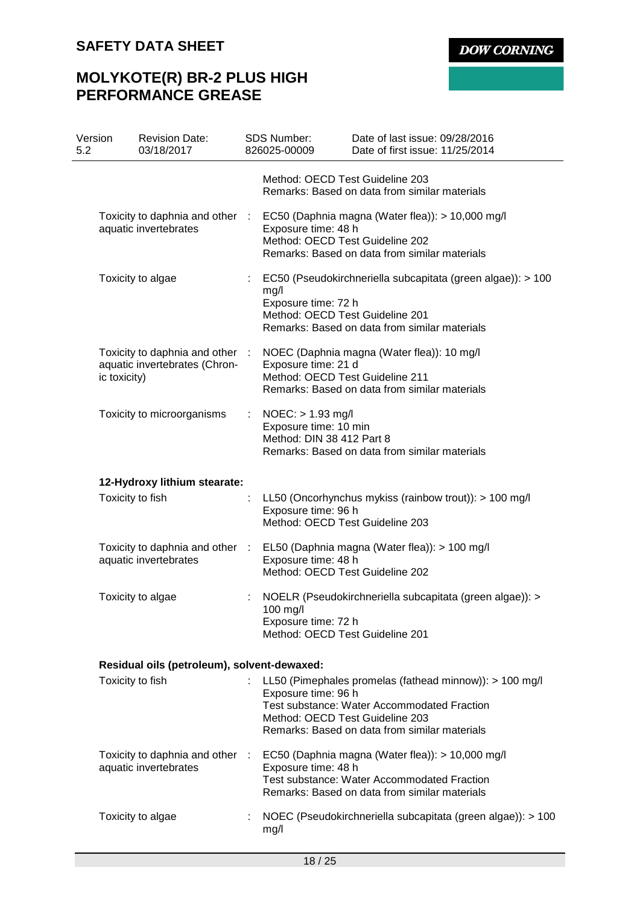Method: OECD Test Guideline 203
Remarks: Based on data from similar materials

| | | |
|---|---|---|
| Toxicity to daphnia and other aquatic invertebrates | : | EC50 (Daphnia magna (Water flea)): > 10,000 mg/l<br>Exposure time: 48 h<br>Method: OECD Test Guideline 202<br>Remarks: Based on data from similar materials |
| Toxicity to algae | : | EC50 (Pseudokirchneriella subcapitata (green algae)): > 100 mg/l<br>Exposure time: 72 h<br>Method: OECD Test Guideline 201<br>Remarks: Based on data from similar materials |
| Toxicity to daphnia and other aquatic invertebrates (Chronic toxicity) | : | NOEC (Daphnia magna (Water flea)): 10 mg/l<br>Exposure time: 21 d<br>Method: OECD Test Guideline 211<br>Remarks: Based on data from similar materials |
| Toxicity to microorganisms | : | NOEC: > 1.93 mg/l<br>Exposure time: 10 min<br>Method: DIN 38 412 Part 8<br>Remarks: Based on data from similar materials |

**12-Hydroxy lithium stearate:**

| | | |
|---|---|---|
| Toxicity to fish | : | LL50 (Oncorhynchus mykiss (rainbow trout)): > 100 mg/l<br>Exposure time: 96 h<br>Method: OECD Test Guideline 203 |
| Toxicity to daphnia and other aquatic invertebrates | : | EL50 (Daphnia magna (Water flea)): > 100 mg/l<br>Exposure time: 48 h<br>Method: OECD Test Guideline 202 |
| Toxicity to algae | : | NOELR (Pseudokirchneriella subcapitata (green algae)): > 100 mg/l<br>Exposure time: 72 h<br>Method: OECD Test Guideline 201 |

**Residual oils (petroleum), solvent-dewaxed:**

| | | |
|---|---|---|
| Toxicity to fish | : | LL50 (Pimephales promelas (fathead minnow)): > 100 mg/l<br>Exposure time: 96 h<br>Test substance: Water Accommodated Fraction<br>Method: OECD Test Guideline 203<br>Remarks: Based on data from similar materials |
| Toxicity to daphnia and other aquatic invertebrates | : | EC50 (Daphnia magna (Water flea)): > 10,000 mg/l<br>Exposure time: 48 h<br>Test substance: Water Accommodated Fraction<br>Remarks: Based on data from similar materials |
| Toxicity to algae | : | NOEC (Pseudokirchneriella subcapitata (green algae)): > 100 mg/l |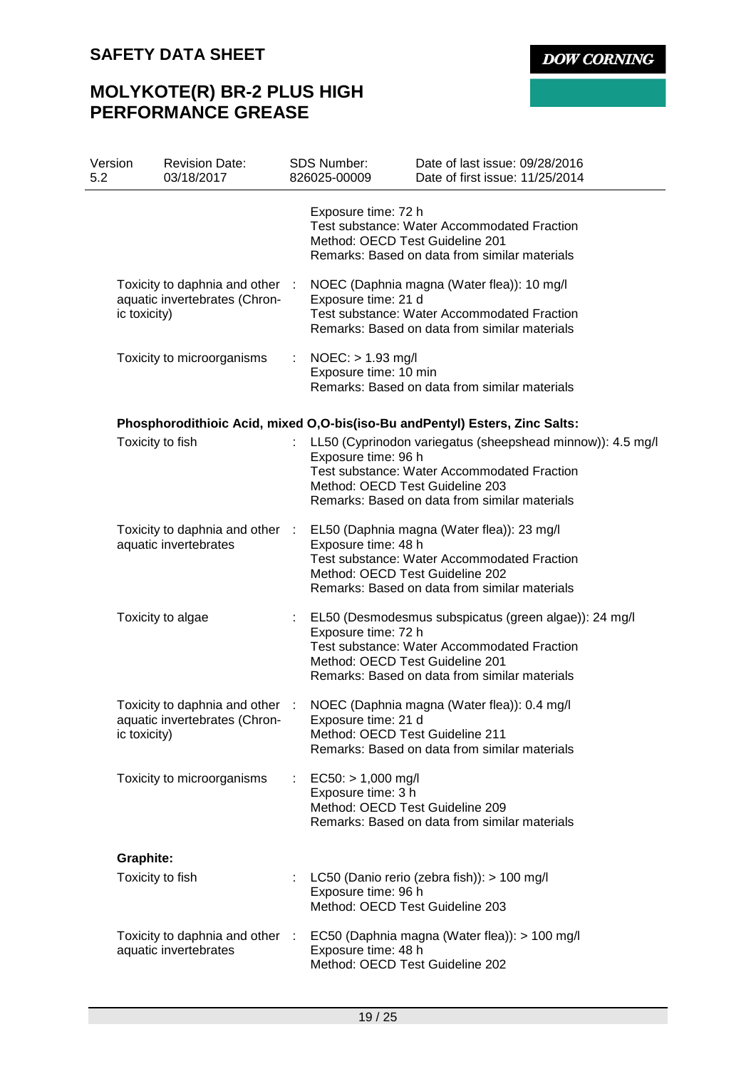Exposure time: 72 h
Test substance: Water Accommodated Fraction
Method: OECD Test Guideline 201
Remarks: Based on data from similar materials

| | | |
|---|---|---|
| Toxicity to daphnia and other aquatic invertebrates (Chronic toxicity) | : | NOEC (Daphnia magna (Water flea)): 10 mg/l<br>Exposure time: 21 d<br>Test substance: Water Accommodated Fraction<br>Remarks: Based on data from similar materials |
| Toxicity to microorganisms | : | NOEC: > 1.93 mg/l<br>Exposure time: 10 min<br>Remarks: Based on data from similar materials |

**Phosphorodithioic Acid, mixed O,O-bis(iso-Bu andPentyl) Esters, Zinc Salts:**

| | | |
|---|---|---|
| Toxicity to fish | : | LL50 (Cyprinodon variegatus (sheepshead minnow)): 4.5 mg/l<br>Exposure time: 96 h<br>Test substance: Water Accommodated Fraction<br>Method: OECD Test Guideline 203<br>Remarks: Based on data from similar materials |
| Toxicity to daphnia and other aquatic invertebrates | : | EL50 (Daphnia magna (Water flea)): 23 mg/l<br>Exposure time: 48 h<br>Test substance: Water Accommodated Fraction<br>Method: OECD Test Guideline 202<br>Remarks: Based on data from similar materials |
| Toxicity to algae | : | EL50 (Desmodesmus subspicatus (green algae)): 24 mg/l<br>Exposure time: 72 h<br>Test substance: Water Accommodated Fraction<br>Method: OECD Test Guideline 201<br>Remarks: Based on data from similar materials |
| Toxicity to daphnia and other aquatic invertebrates (Chronic toxicity) | : | NOEC (Daphnia magna (Water flea)): 0.4 mg/l<br>Exposure time: 21 d<br>Method: OECD Test Guideline 211<br>Remarks: Based on data from similar materials |
| Toxicity to microorganisms | : | EC50: > 1,000 mg/l<br>Exposure time: 3 h<br>Method: OECD Test Guideline 209<br>Remarks: Based on data from similar materials |

**Graphite:**

| | | |
|---|---|---|
| Toxicity to fish | : | LC50 (Danio rerio (zebra fish)): > 100 mg/l<br>Exposure time: 96 h<br>Method: OECD Test Guideline 203 |
| Toxicity to daphnia and other aquatic invertebrates | : | EC50 (Daphnia magna (Water flea)): > 100 mg/l<br>Exposure time: 48 h<br>Method: OECD Test Guideline 202 |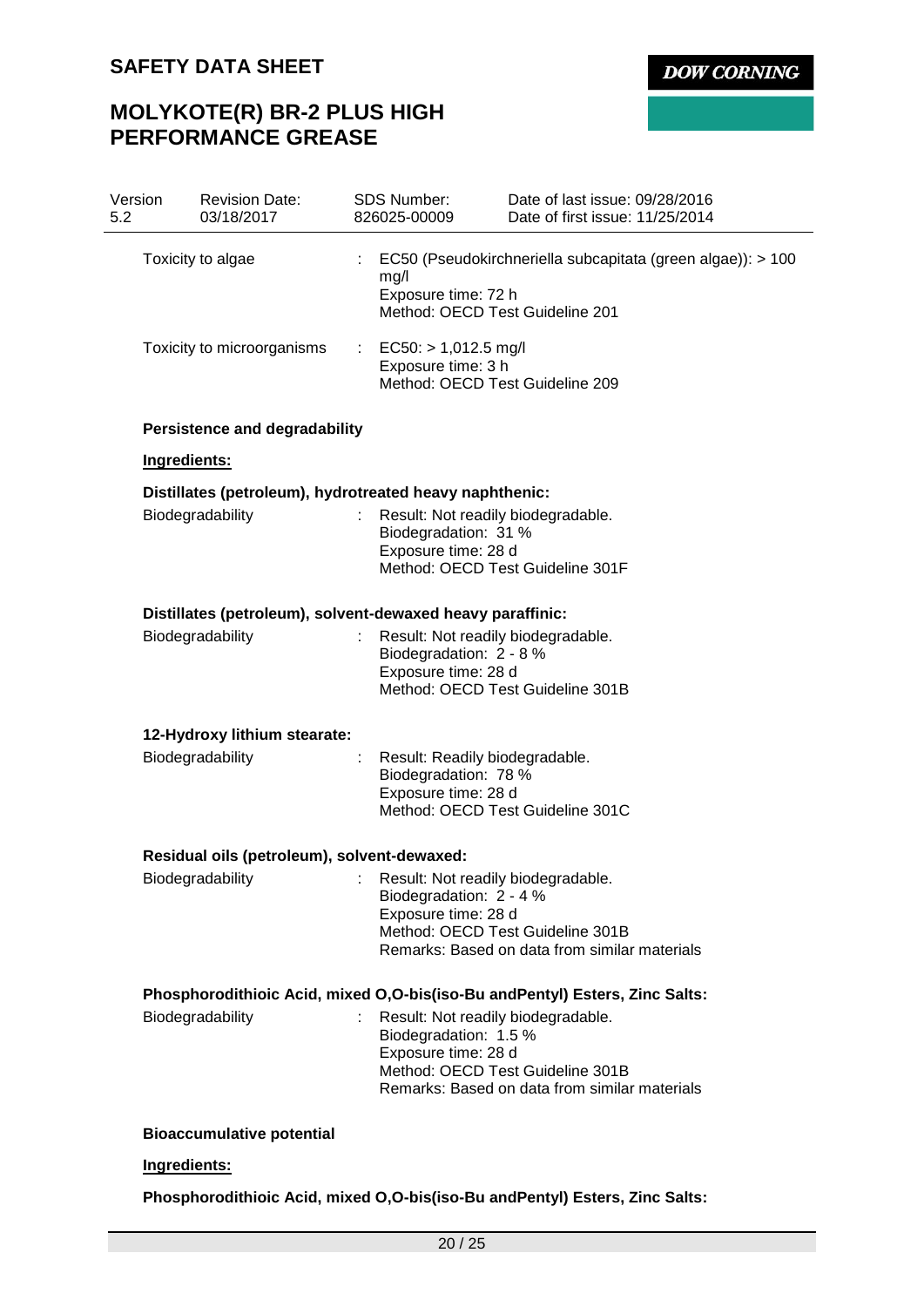| Version 5.2 | Revision Date: 03/18/2017 | SDS Number: 826025-00009 | Date of last issue: 09/28/2016<br>Date of first issue: 11/25/2014 |
|---|---|---|---|

Toxicity to algae : EC50 (Pseudokirchneriella subcapitata (green algae)): > 100 mg/l
Exposure time: 72 h
Method: OECD Test Guideline 201

Toxicity to microorganisms : EC50: > 1,012.5 mg/l
Exposure time: 3 h
Method: OECD Test Guideline 209

**Persistence and degradability**

**Ingredients:**

**Distillates (petroleum), hydrotreated heavy naphthenic:**

Biodegradability : Result: Not readily biodegradable.
Biodegradation: 31 %
Exposure time: 28 d
Method: OECD Test Guideline 301F

**Distillates (petroleum), solvent-dewaxed heavy paraffinic:**

Biodegradability : Result: Not readily biodegradable.
Biodegradation: 2 - 8 %
Exposure time: 28 d
Method: OECD Test Guideline 301B

**12-Hydroxy lithium stearate:**

Biodegradability : Result: Readily biodegradable.
Biodegradation: 78 %
Exposure time: 28 d
Method: OECD Test Guideline 301C

**Residual oils (petroleum), solvent-dewaxed:**

Biodegradability : Result: Not readily biodegradable.
Biodegradation: 2 - 4 %
Exposure time: 28 d
Method: OECD Test Guideline 301B
Remarks: Based on data from similar materials

**Phosphorodithioic Acid, mixed O,O-bis(iso-Bu andPentyl) Esters, Zinc Salts:**

Biodegradability : Result: Not readily biodegradable.
Biodegradation: 1.5 %
Exposure time: 28 d
Method: OECD Test Guideline 301B
Remarks: Based on data from similar materials

**Bioaccumulative potential**

**Ingredients:**

**Phosphorodithioic Acid, mixed O,O-bis(iso-Bu andPentyl) Esters, Zinc Salts:**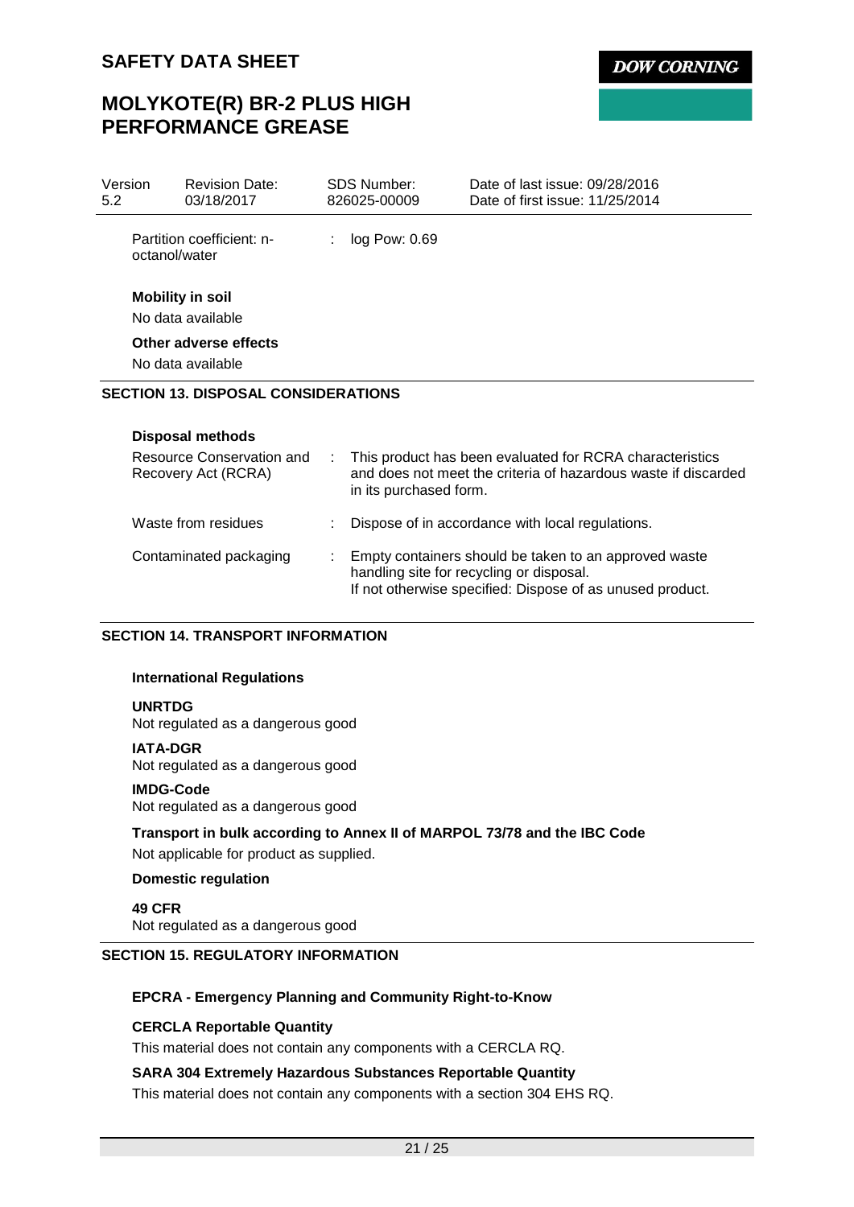Partition coefficient: n-octanol/water : log Pow: 0.69

**Mobility in soil**

No data available

**Other adverse effects**

No data available

## SECTION 13. DISPOSAL CONSIDERATIONS

**Disposal methods**

| | |
|---|---|
| Resource Conservation and Recovery Act (RCRA) | : This product has been evaluated for RCRA characteristics and does not meet the criteria of hazardous waste if discarded in its purchased form. |
| Waste from residues | : Dispose of in accordance with local regulations. |
| Contaminated packaging | : Empty containers should be taken to an approved waste handling site for recycling or disposal. If not otherwise specified: Dispose of as unused product. |

## SECTION 14. TRANSPORT INFORMATION

**International Regulations**

**UNRTDG**
Not regulated as a dangerous good

**IATA-DGR**
Not regulated as a dangerous good

**IMDG-Code**
Not regulated as a dangerous good

**Transport in bulk according to Annex II of MARPOL 73/78 and the IBC Code**

Not applicable for product as supplied.

**Domestic regulation**

**49 CFR**
Not regulated as a dangerous good

## SECTION 15. REGULATORY INFORMATION

**EPCRA - Emergency Planning and Community Right-to-Know**

**CERCLA Reportable Quantity**

This material does not contain any components with a CERCLA RQ.

**SARA 304 Extremely Hazardous Substances Reportable Quantity**

This material does not contain any components with a section 304 EHS RQ.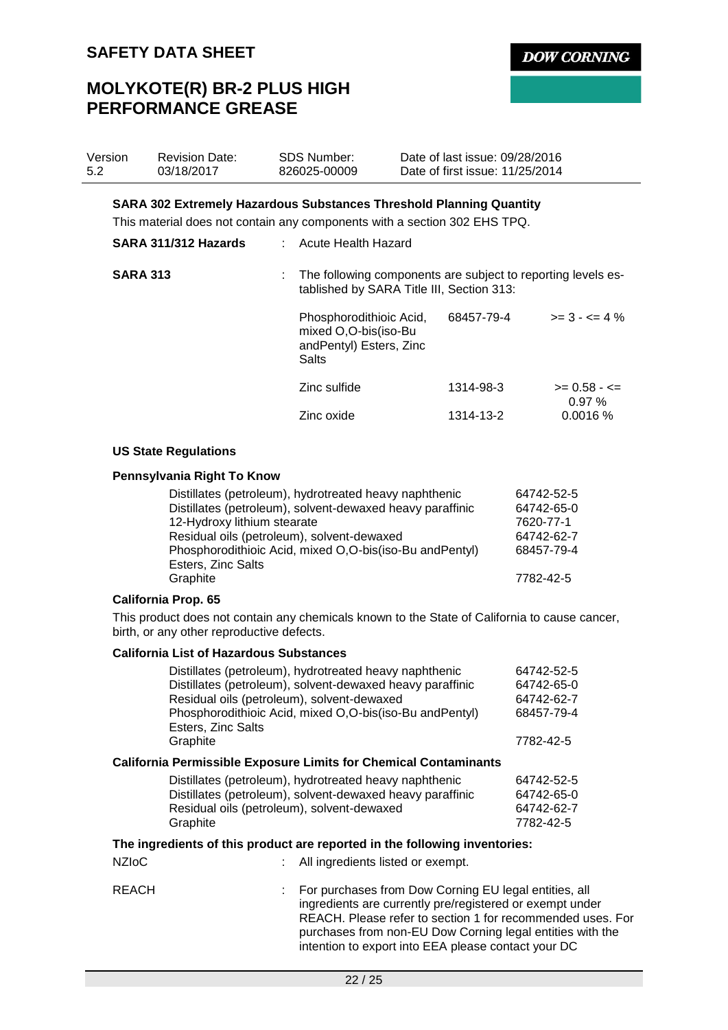**SARA 302 Extremely Hazardous Substances Threshold Planning Quantity**

This material does not contain any components with a section 302 EHS TPQ.

**SARA 311/312 Hazards** : Acute Health Hazard

**SARA 313** : The following components are subject to reporting levels established by SARA Title III, Section 313:

| Component | CAS No. | Concentration |
|---|---|---|
| Phosphorodithioic Acid, mixed O,O-bis(iso-Bu andPentyl) Esters, Zinc Salts | 68457-79-4 | >= 3 - <= 4 % |
| Zinc sulfide | 1314-98-3 | >= 0.58 - <= 0.97 % |
| Zinc oxide | 1314-13-2 | 0.0016 % |

**US State Regulations**

**Pennsylvania Right To Know**

| Component | CAS No. |
|---|---|
| Distillates (petroleum), hydrotreated heavy naphthenic | 64742-52-5 |
| Distillates (petroleum), solvent-dewaxed heavy paraffinic | 64742-65-0 |
| 12-Hydroxy lithium stearate | 7620-77-1 |
| Residual oils (petroleum), solvent-dewaxed | 64742-62-7 |
| Phosphorodithioic Acid, mixed O,O-bis(iso-Bu andPentyl) Esters, Zinc Salts | 68457-79-4 |
| Graphite | 7782-42-5 |

**California Prop. 65**

This product does not contain any chemicals known to the State of California to cause cancer, birth, or any other reproductive defects.

**California List of Hazardous Substances**

| Component | CAS No. |
|---|---|
| Distillates (petroleum), hydrotreated heavy naphthenic | 64742-52-5 |
| Distillates (petroleum), solvent-dewaxed heavy paraffinic | 64742-65-0 |
| Residual oils (petroleum), solvent-dewaxed | 64742-62-7 |
| Phosphorodithioic Acid, mixed O,O-bis(iso-Bu andPentyl) Esters, Zinc Salts | 68457-79-4 |
| Graphite | 7782-42-5 |

**California Permissible Exposure Limits for Chemical Contaminants**

| Component | CAS No. |
|---|---|
| Distillates (petroleum), hydrotreated heavy naphthenic | 64742-52-5 |
| Distillates (petroleum), solvent-dewaxed heavy paraffinic | 64742-65-0 |
| Residual oils (petroleum), solvent-dewaxed | 64742-62-7 |
| Graphite | 7782-42-5 |

**The ingredients of this product are reported in the following inventories:**

NZIoC : All ingredients listed or exempt.

REACH : For purchases from Dow Corning EU legal entities, all ingredients are currently pre/registered or exempt under REACH. Please refer to section 1 for recommended uses. For purchases from non-EU Dow Corning legal entities with the intention to export into EEA please contact your DC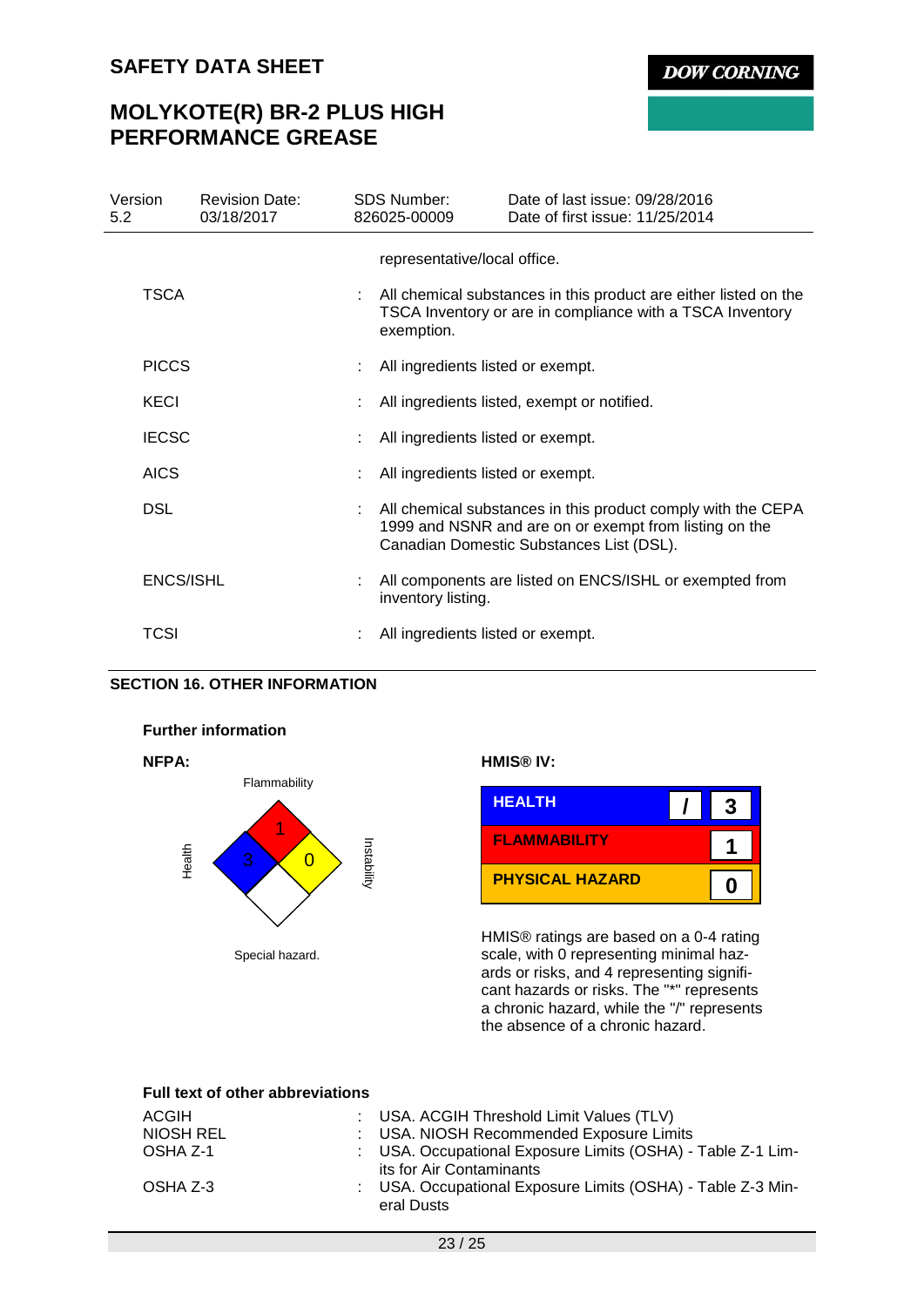| Version 5.2 | Revision Date: 03/18/2017 | SDS Number: 826025-00009 | Date of last issue: 09/28/2016 Date of first issue: 11/25/2014 |
|---|---|---|---|

representative/local office.

| | | |
|---|---|---|
| TSCA | : | All chemical substances in this product are either listed on the TSCA Inventory or are in compliance with a TSCA Inventory exemption. |
| PICCS | : | All ingredients listed or exempt. |
| KECI | : | All ingredients listed, exempt or notified. |
| IECSC | : | All ingredients listed or exempt. |
| AICS | : | All ingredients listed or exempt. |
| DSL | : | All chemical substances in this product comply with the CEPA 1999 and NSNR and are on or exempt from listing on the Canadian Domestic Substances List (DSL). |
| ENCS/ISHL | : | All components are listed on ENCS/ISHL or exempted from inventory listing. |
| TCSI | : | All ingredients listed or exempt. |

## SECTION 16. OTHER INFORMATION

### Further information

**NFPA:**

Flammability: 1
Health: 3
Instability: 0
Special hazard.

**HMIS® IV:**

| | | |
|---|---|---|
| HEALTH | / | 3 |
| FLAMMABILITY | | 1 |
| PHYSICAL HAZARD | | 0 |

HMIS® ratings are based on a 0-4 rating scale, with 0 representing minimal hazards or risks, and 4 representing significant hazards or risks. The "*" represents a chronic hazard, while the "/" represents the absence of a chronic hazard.

### Full text of other abbreviations

| | | |
|---|---|---|
| ACGIH | : | USA. ACGIH Threshold Limit Values (TLV) |
| NIOSH REL | : | USA. NIOSH Recommended Exposure Limits |
| OSHA Z-1 | : | USA. Occupational Exposure Limits (OSHA) - Table Z-1 Limits for Air Contaminants |
| OSHA Z-3 | : | USA. Occupational Exposure Limits (OSHA) - Table Z-3 Mineral Dusts |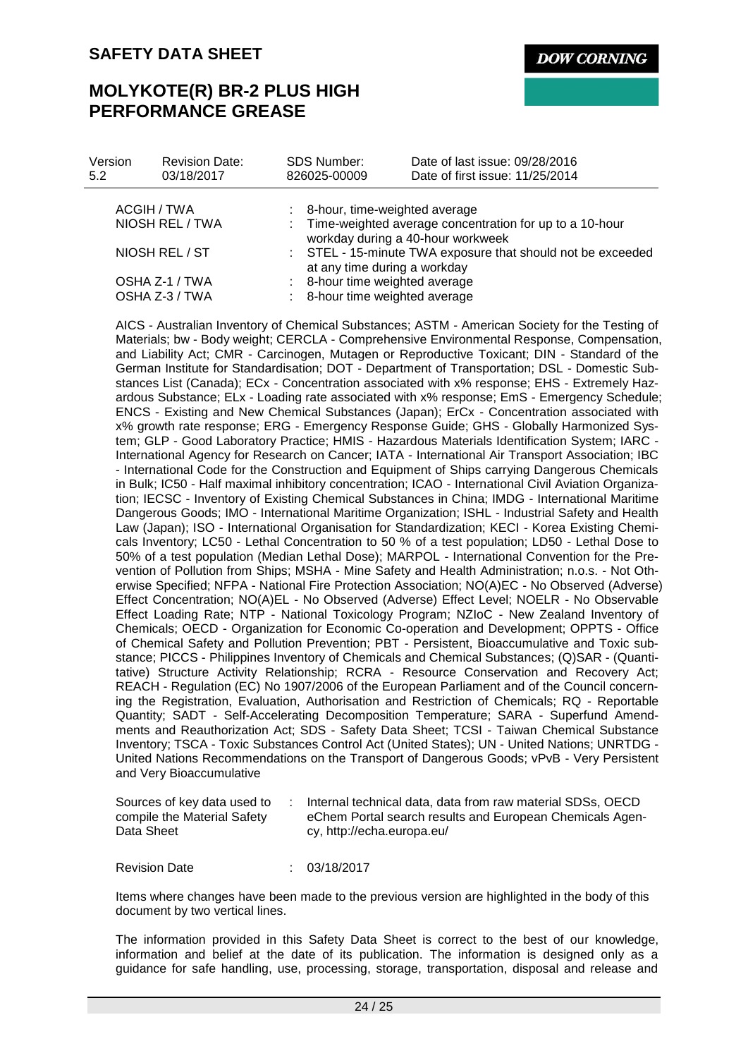| | | |
|---|---|---|
| ACGIH / TWA | : | 8-hour, time-weighted average |
| NIOSH REL / TWA | : | Time-weighted average concentration for up to a 10-hour workday during a 40-hour workweek |
| NIOSH REL / ST | : | STEL - 15-minute TWA exposure that should not be exceeded at any time during a workday |
| OSHA Z-1 / TWA | : | 8-hour time weighted average |
| OSHA Z-3 / TWA | : | 8-hour time weighted average |

AICS - Australian Inventory of Chemical Substances; ASTM - American Society for the Testing of Materials; bw - Body weight; CERCLA - Comprehensive Environmental Response, Compensation, and Liability Act; CMR - Carcinogen, Mutagen or Reproductive Toxicant; DIN - Standard of the German Institute for Standardisation; DOT - Department of Transportation; DSL - Domestic Substances List (Canada); ECx - Concentration associated with x% response; EHS - Extremely Hazardous Substance; ELx - Loading rate associated with x% response; EmS - Emergency Schedule; ENCS - Existing and New Chemical Substances (Japan); ErCx - Concentration associated with x% growth rate response; ERG - Emergency Response Guide; GHS - Globally Harmonized System; GLP - Good Laboratory Practice; HMIS - Hazardous Materials Identification System; IARC - International Agency for Research on Cancer; IATA - International Air Transport Association; IBC - International Code for the Construction and Equipment of Ships carrying Dangerous Chemicals in Bulk; IC50 - Half maximal inhibitory concentration; ICAO - International Civil Aviation Organization; IECSC - Inventory of Existing Chemical Substances in China; IMDG - International Maritime Dangerous Goods; IMO - International Maritime Organization; ISHL - Industrial Safety and Health Law (Japan); ISO - International Organisation for Standardization; KECI - Korea Existing Chemicals Inventory; LC50 - Lethal Concentration to 50 % of a test population; LD50 - Lethal Dose to 50% of a test population (Median Lethal Dose); MARPOL - International Convention for the Prevention of Pollution from Ships; MSHA - Mine Safety and Health Administration; n.o.s. - Not Otherwise Specified; NFPA - National Fire Protection Association; NO(A)EC - No Observed (Adverse) Effect Concentration; NO(A)EL - No Observed (Adverse) Effect Level; NOELR - No Observable Effect Loading Rate; NTP - National Toxicology Program; NZIoC - New Zealand Inventory of Chemicals; OECD - Organization for Economic Co-operation and Development; OPPTS - Office of Chemical Safety and Pollution Prevention; PBT - Persistent, Bioaccumulative and Toxic substance; PICCS - Philippines Inventory of Chemicals and Chemical Substances; (Q)SAR - (Quantitative) Structure Activity Relationship; RCRA - Resource Conservation and Recovery Act; REACH - Regulation (EC) No 1907/2006 of the European Parliament and of the Council concerning the Registration, Evaluation, Authorisation and Restriction of Chemicals; RQ - Reportable Quantity; SADT - Self-Accelerating Decomposition Temperature; SARA - Superfund Amendments and Reauthorization Act; SDS - Safety Data Sheet; TCSI - Taiwan Chemical Substance Inventory; TSCA - Toxic Substances Control Act (United States); UN - United Nations; UNRTDG - United Nations Recommendations on the Transport of Dangerous Goods; vPvB - Very Persistent and Very Bioaccumulative

| | | |
|---|---|---|
| Sources of key data used to compile the Material Safety Data Sheet | : | Internal technical data, data from raw material SDSs, OECD eChem Portal search results and European Chemicals Agency, http://echa.europa.eu/ |
| Revision Date | : | 03/18/2017 |

Items where changes have been made to the previous version are highlighted in the body of this document by two vertical lines.

The information provided in this Safety Data Sheet is correct to the best of our knowledge, information and belief at the date of its publication. The information is designed only as a guidance for safe handling, use, processing, storage, transportation, disposal and release and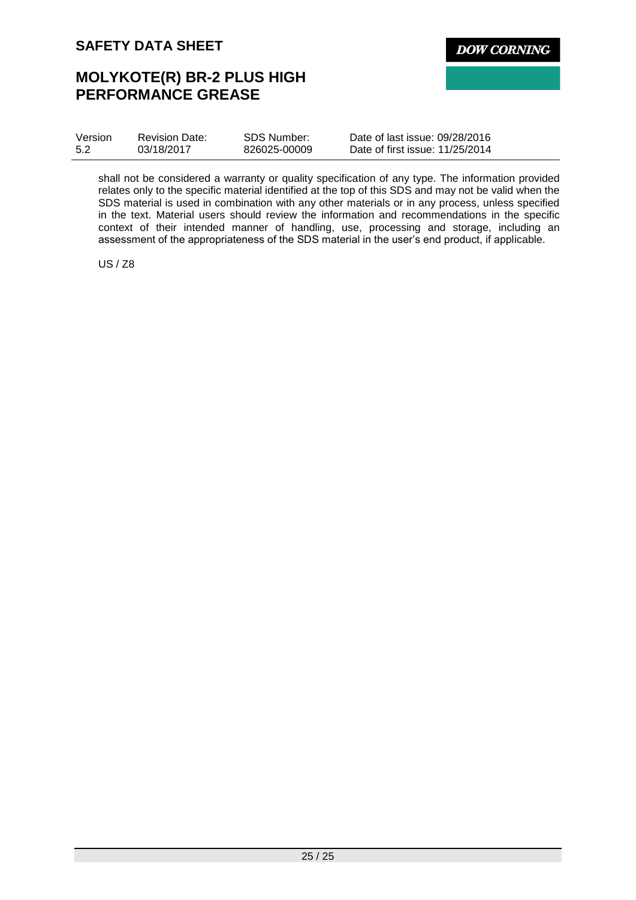shall not be considered a warranty or quality specification of any type. The information provided relates only to the specific material identified at the top of this SDS and may not be valid when the SDS material is used in combination with any other materials or in any process, unless specified in the text. Material users should review the information and recommendations in the specific context of their intended manner of handling, use, processing and storage, including an assessment of the appropriateness of the SDS material in the user's end product, if applicable.

US / Z8